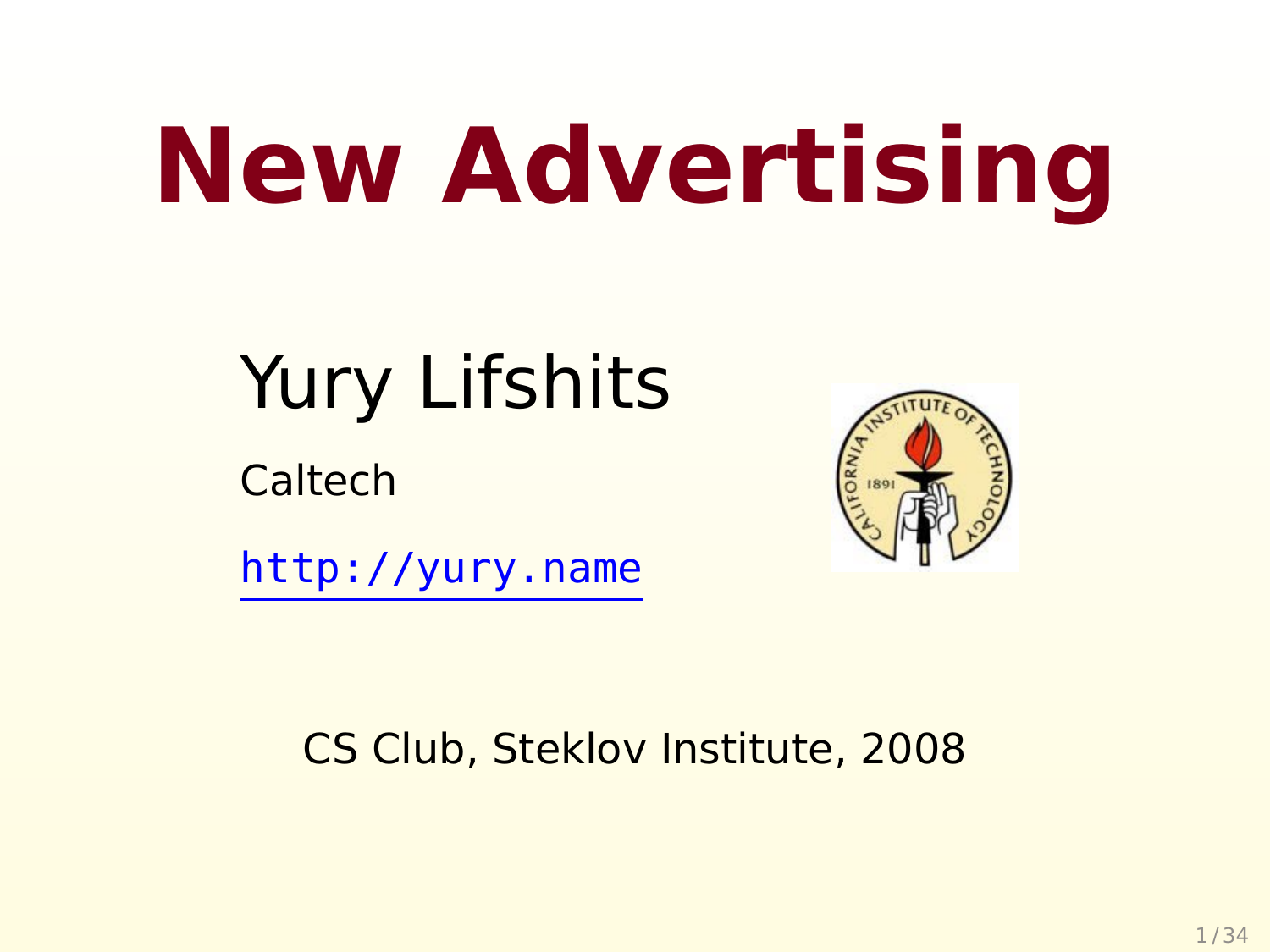# New Advertising

Yury Lifshits

Caltech

http://yury.name

CS Club, Steklov Institute, 2008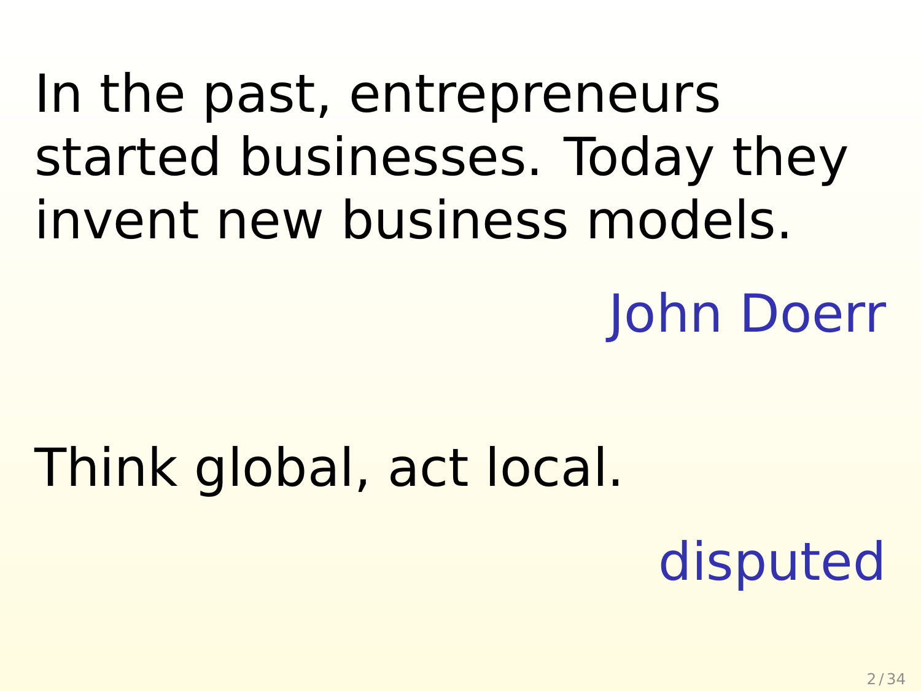In the past, entrepreneurs started businesses. Today they invent new business models.

John Doerr

Think global, act local.

disputed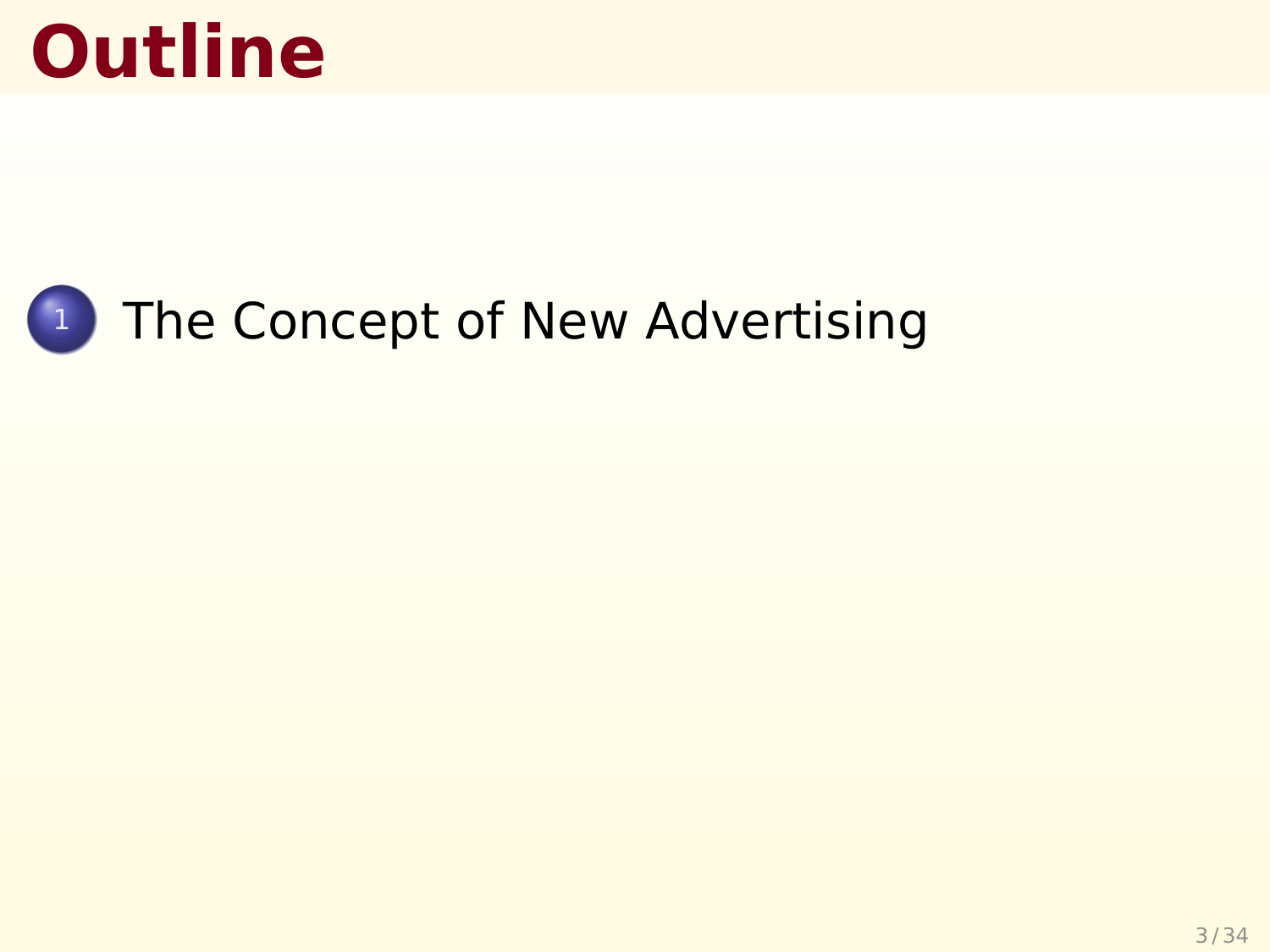# Outline

1. The Concept of New Advertising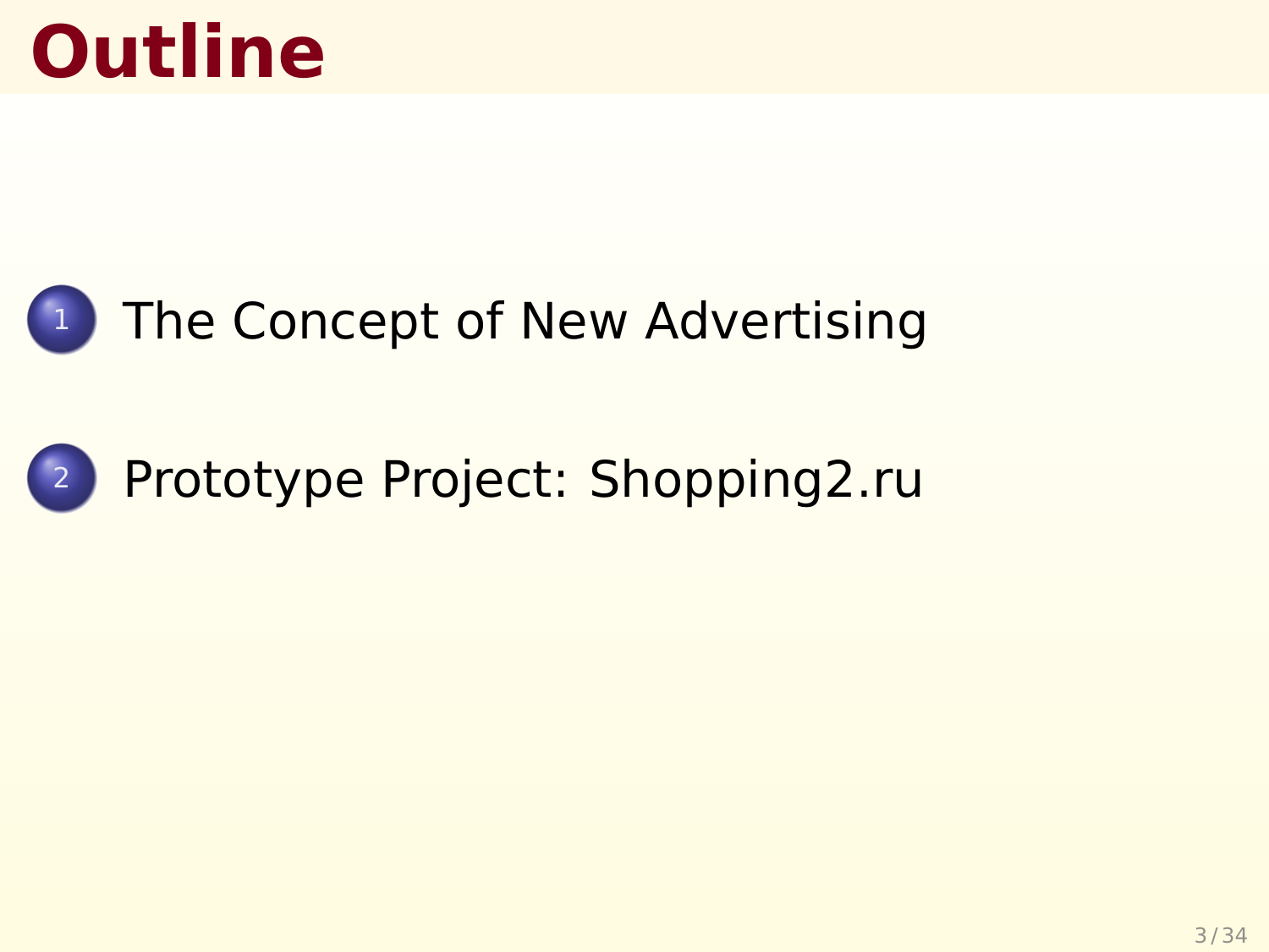# Outline

1. The Concept of New Advertising

2. Prototype Project: Shopping2.ru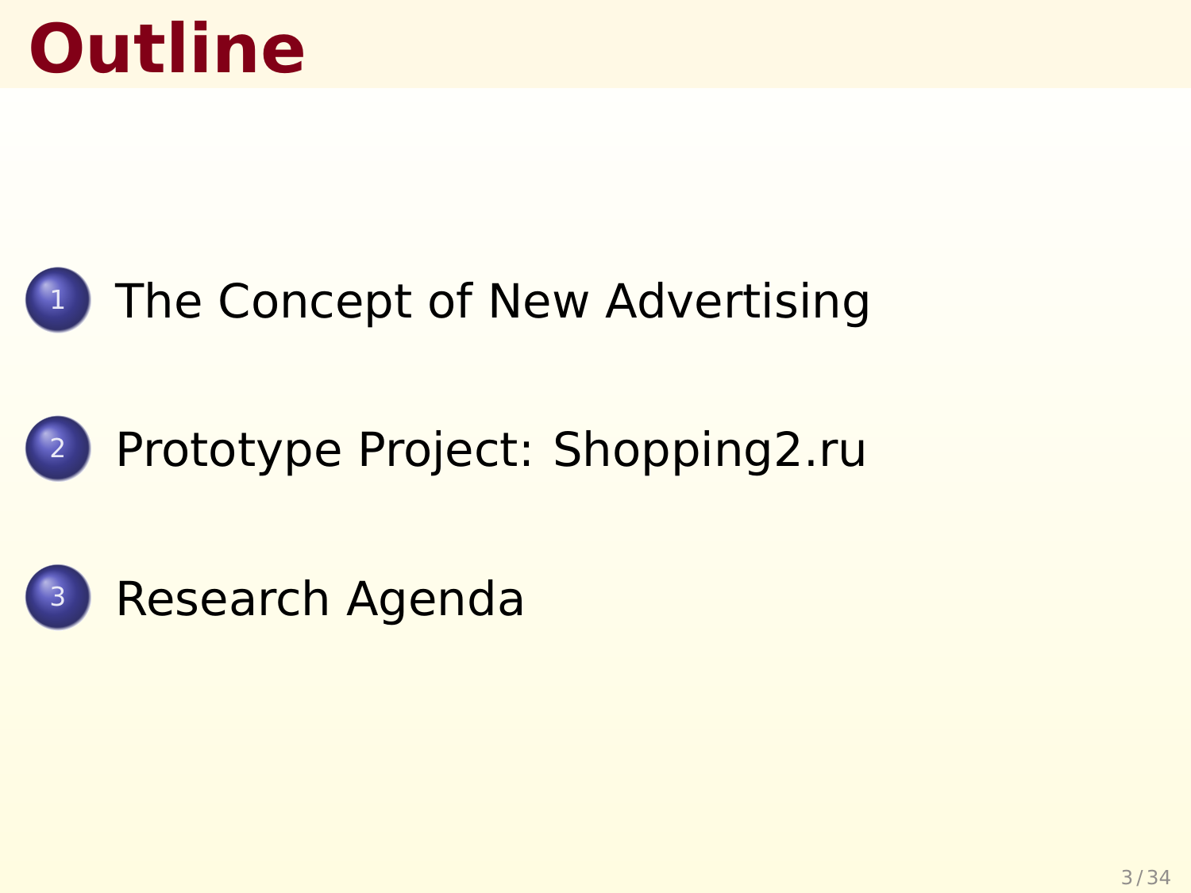# Outline

1. The Concept of New Advertising
2. Prototype Project: Shopping2.ru
3. Research Agenda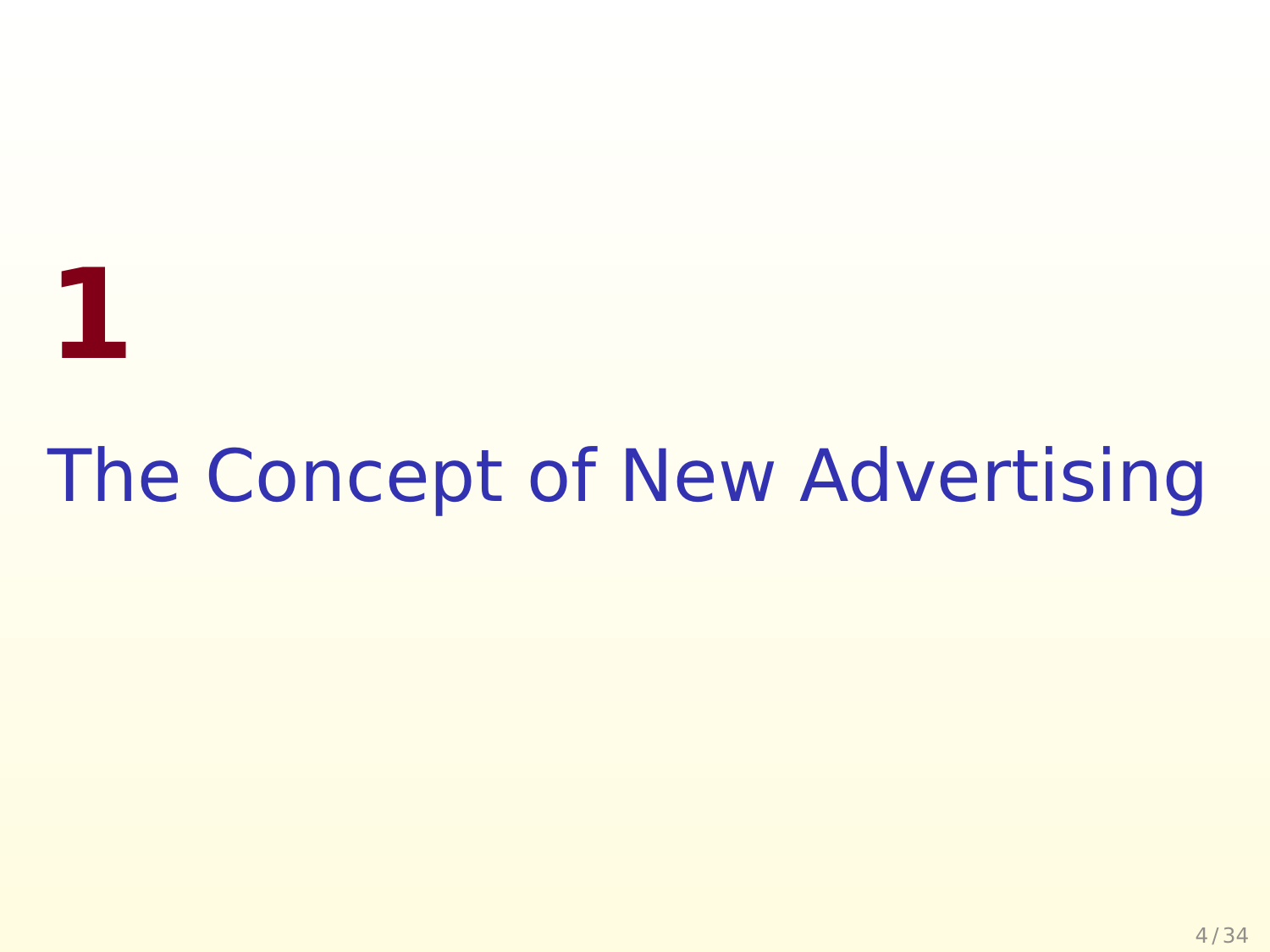# 1

# The Concept of New Advertising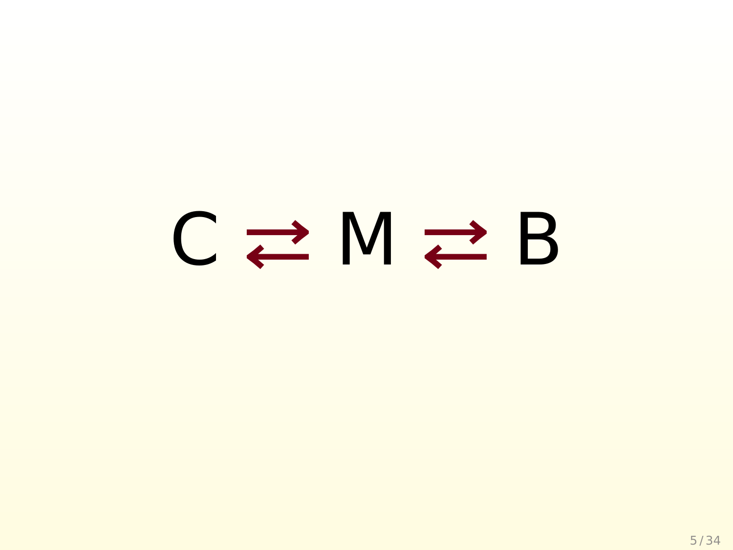$$C \rightleftarrows M \rightleftarrows B$$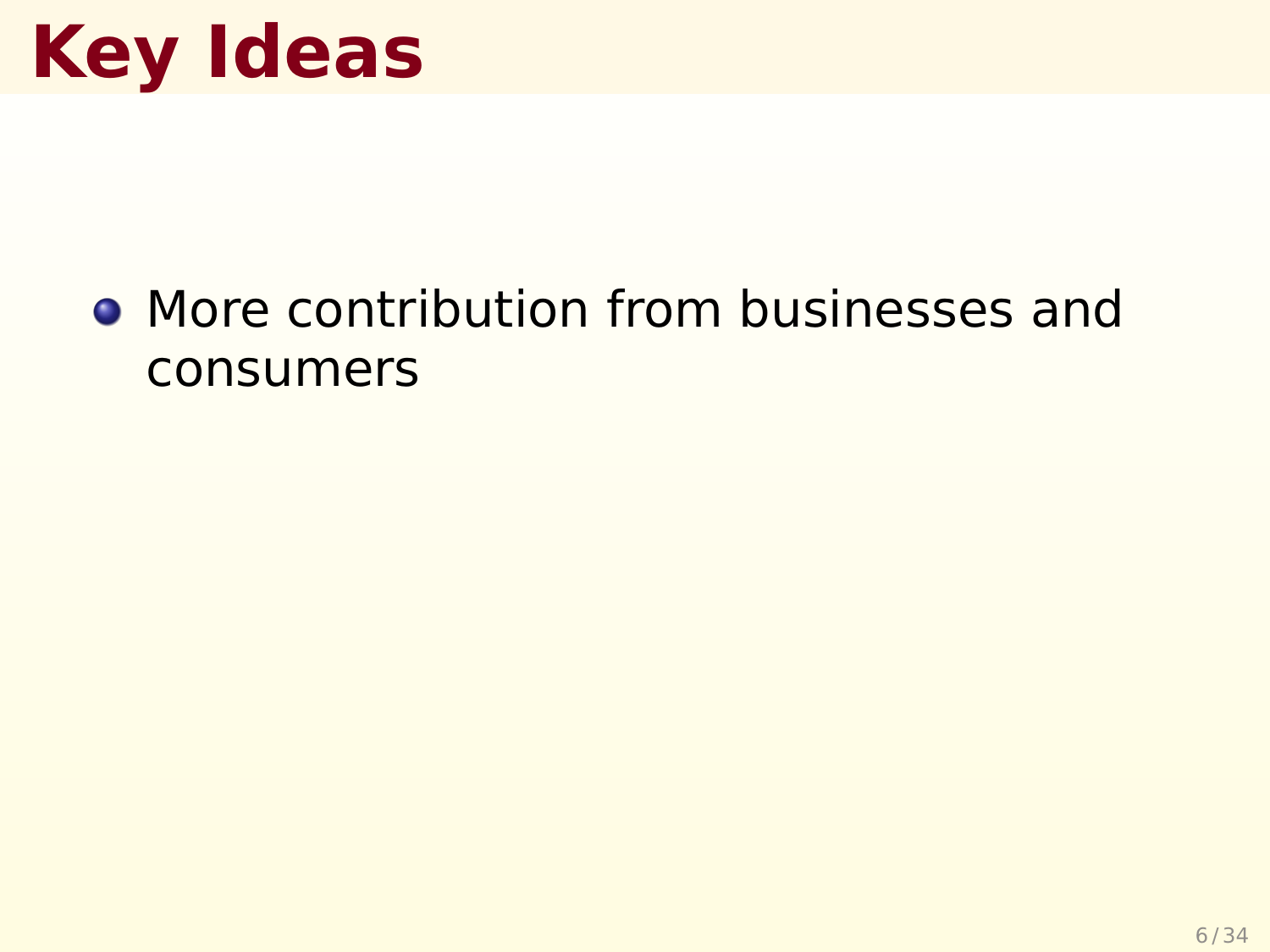# Key Ideas

- More contribution from businesses and consumers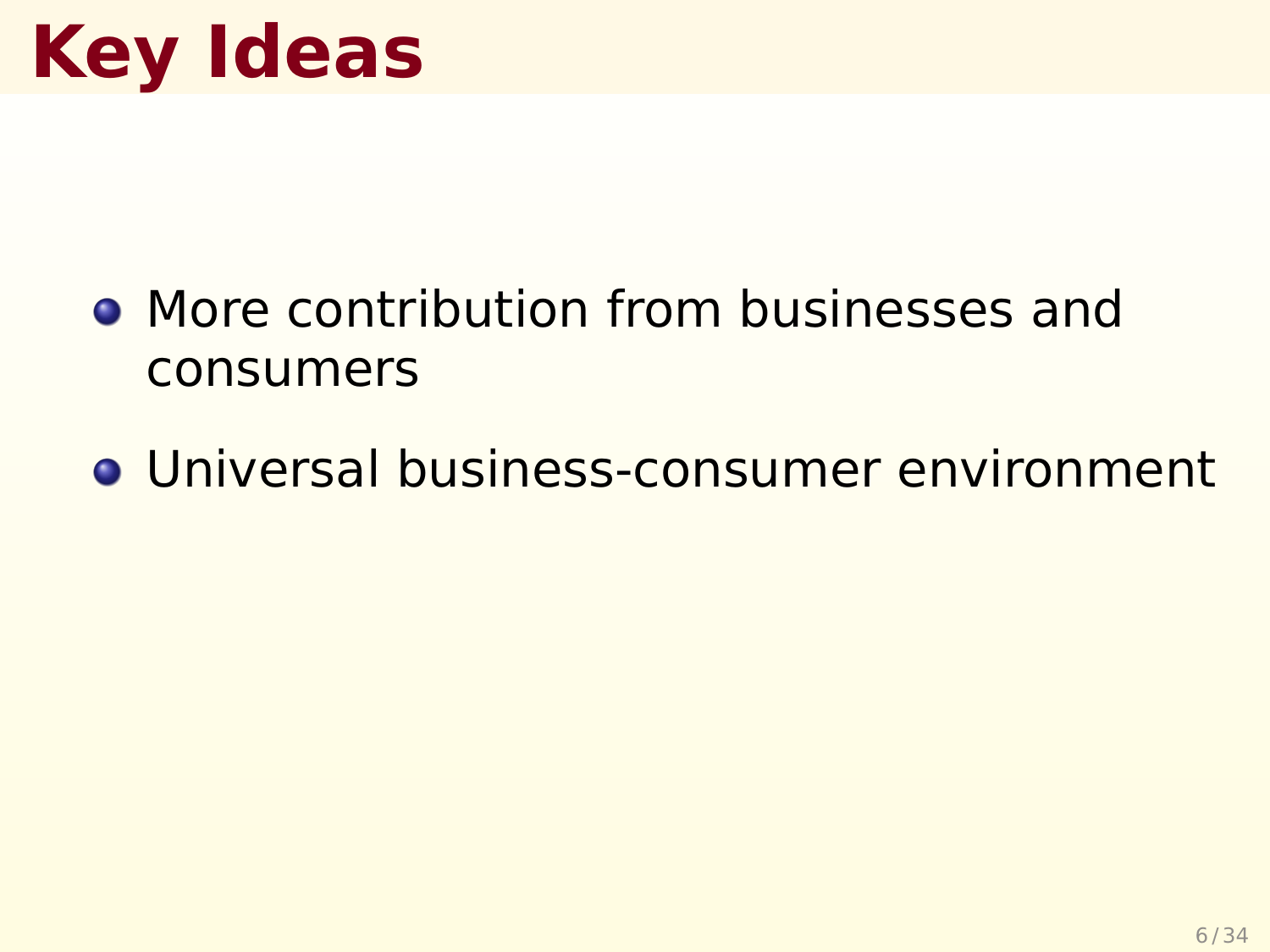# Key Ideas

- More contribution from businesses and consumers
- Universal business-consumer environment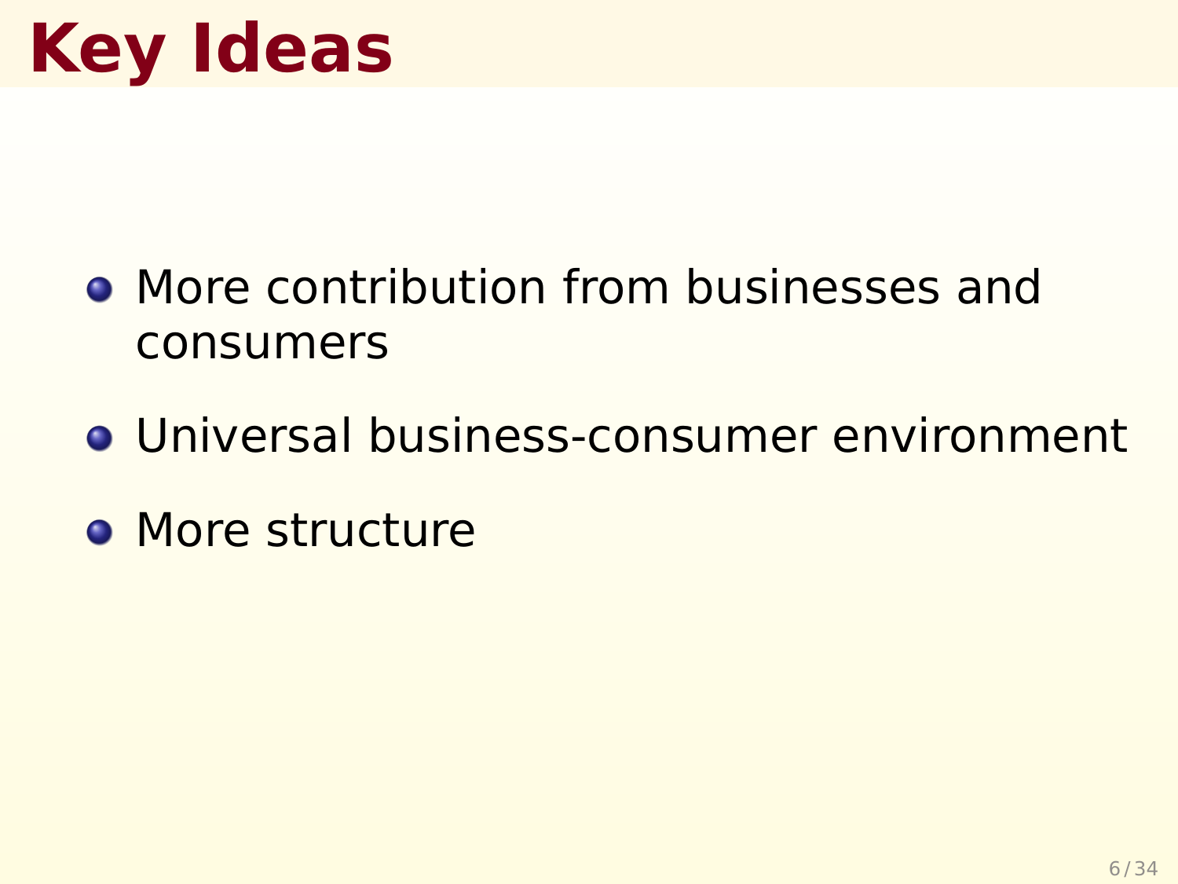# Key Ideas

- More contribution from businesses and consumers
- Universal business-consumer environment
- More structure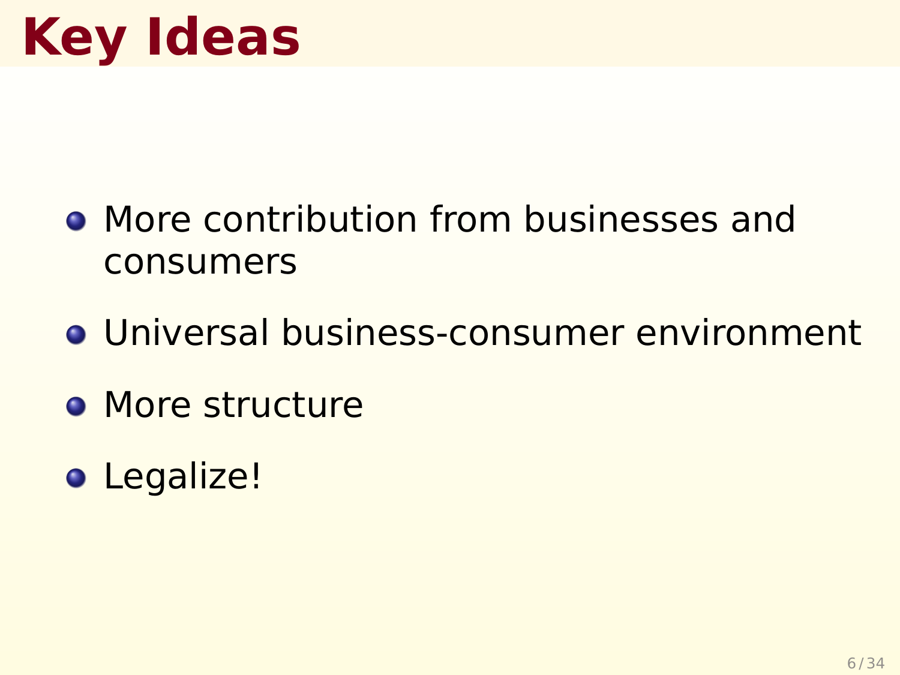# Key Ideas

- More contribution from businesses and consumers
- Universal business-consumer environment
- More structure
- Legalize!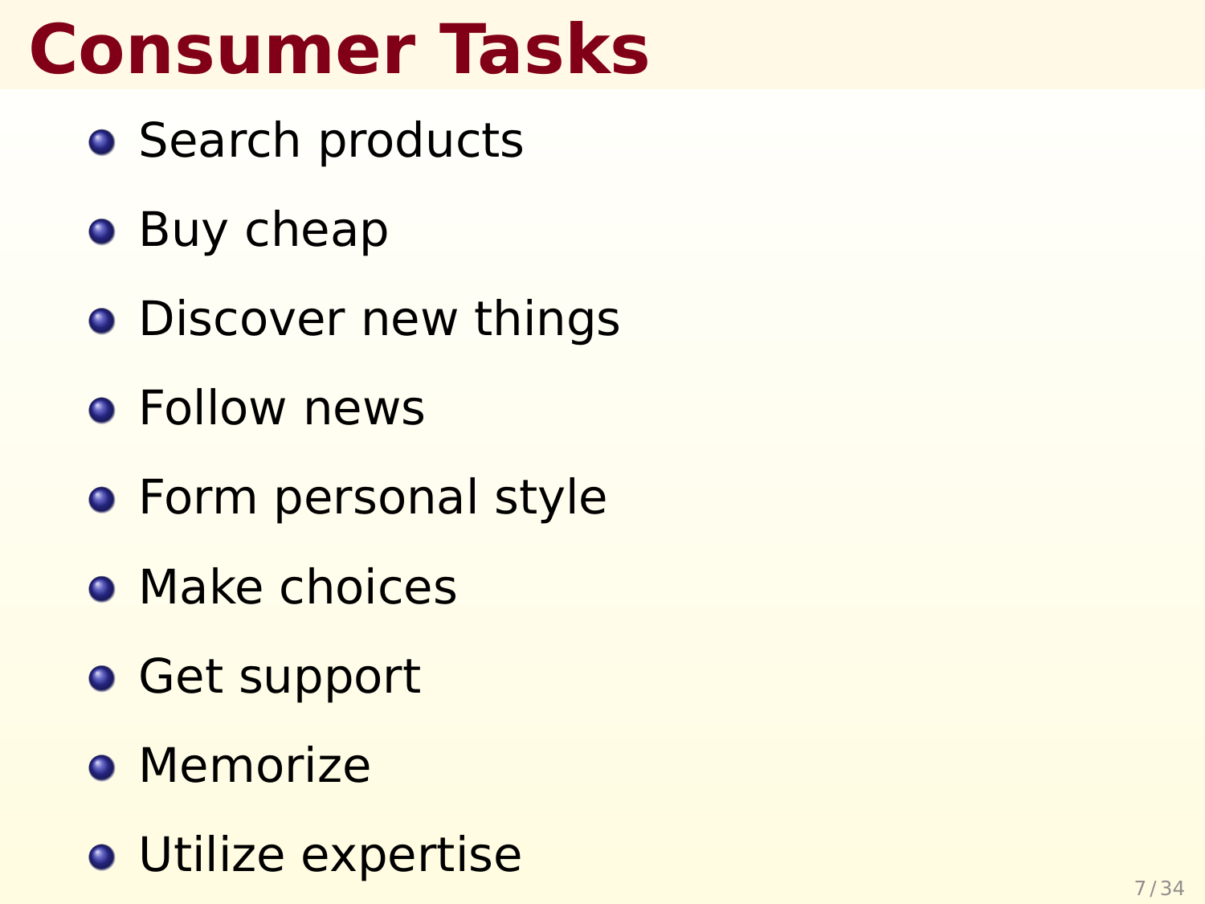# Consumer Tasks

- Search products
- Buy cheap
- Discover new things
- Follow news
- Form personal style
- Make choices
- Get support
- Memorize
- Utilize expertise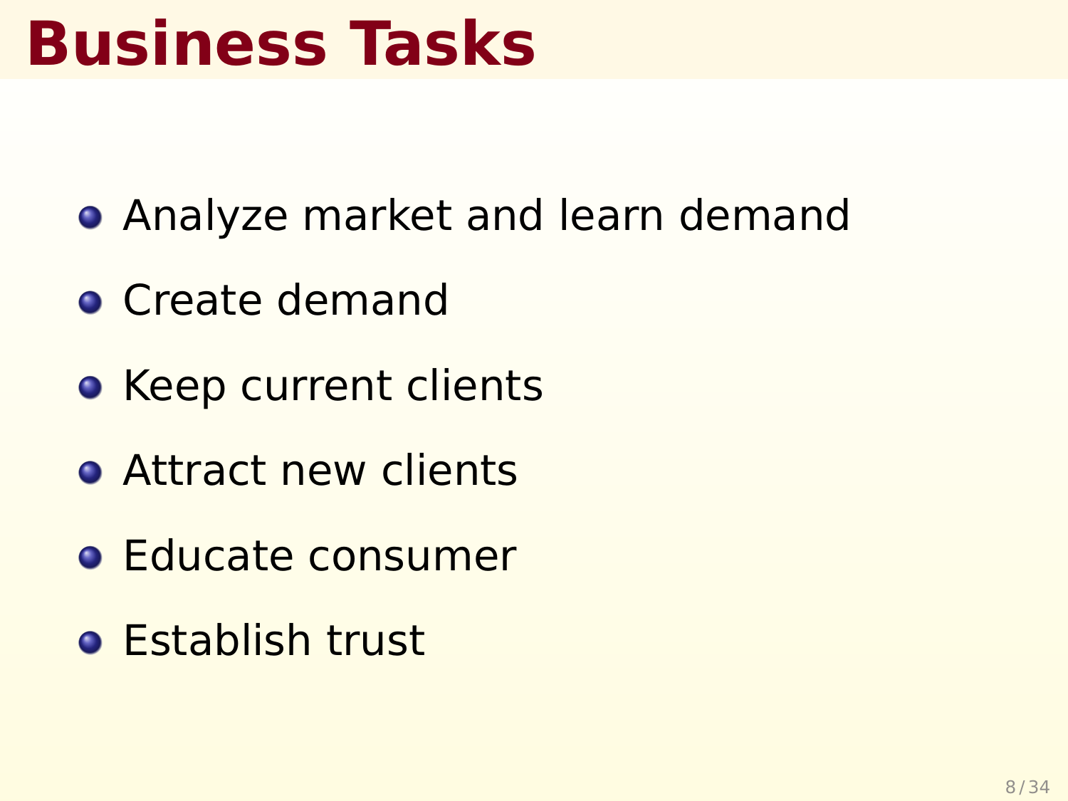# Business Tasks

- Analyze market and learn demand
- Create demand
- Keep current clients
- Attract new clients
- Educate consumer
- Establish trust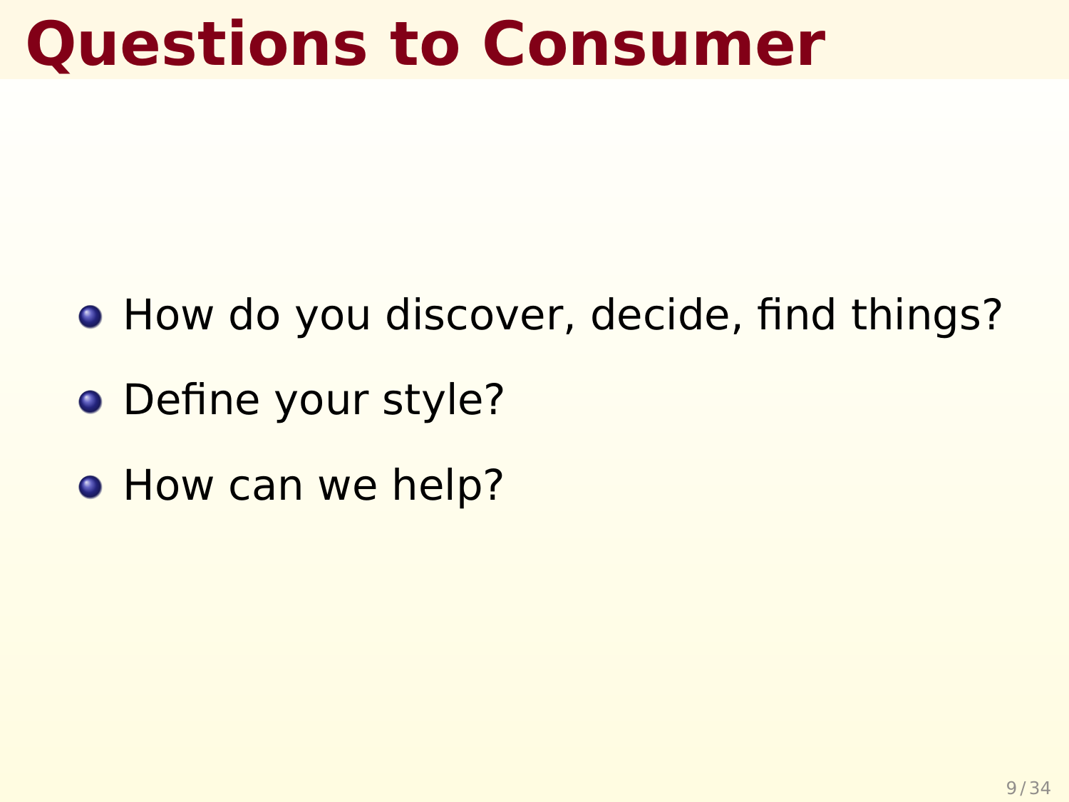# Questions to Consumer

- How do you discover, decide, find things?
- Define your style?
- How can we help?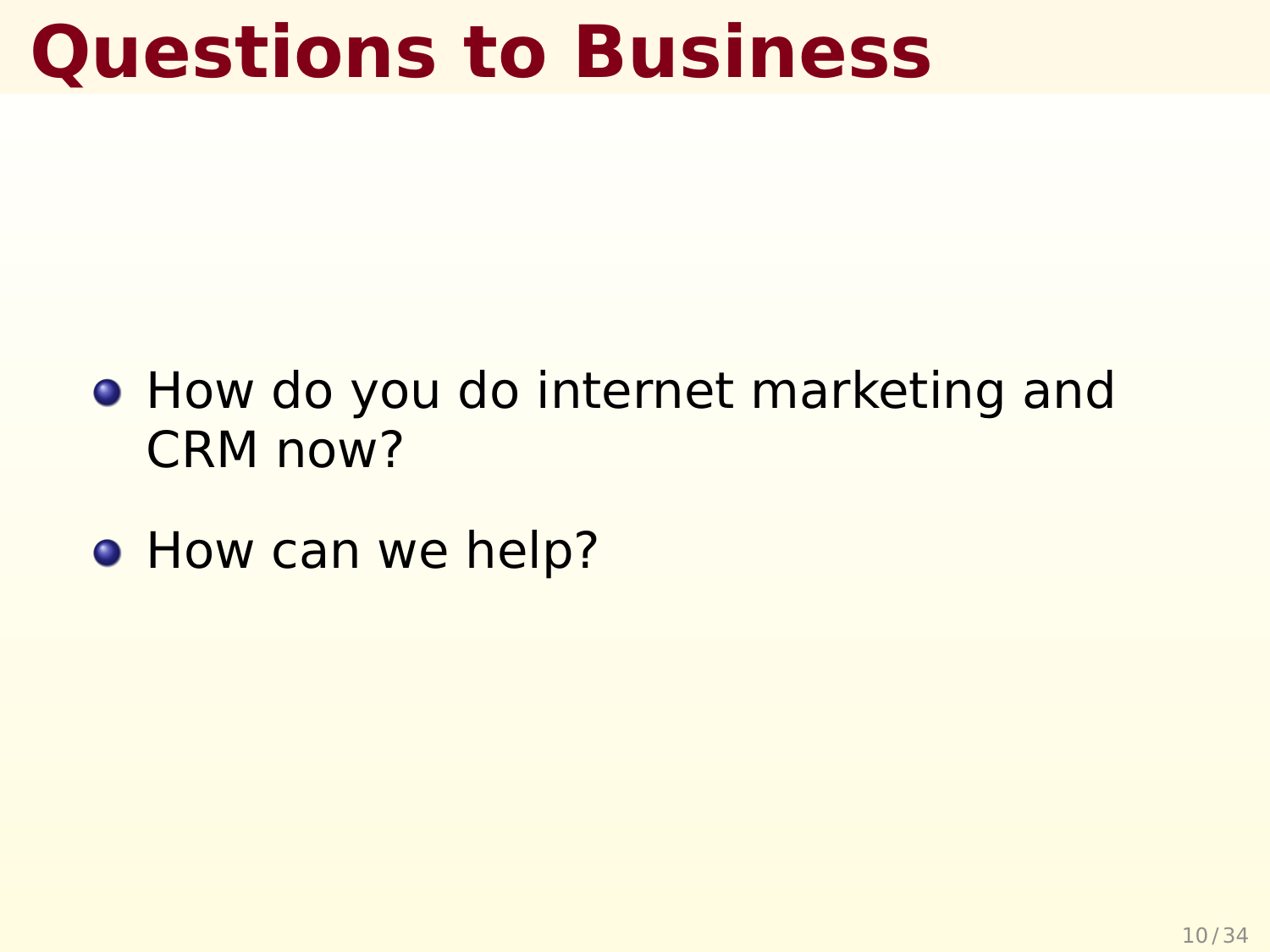# Questions to Business

- How do you do internet marketing and CRM now?
- How can we help?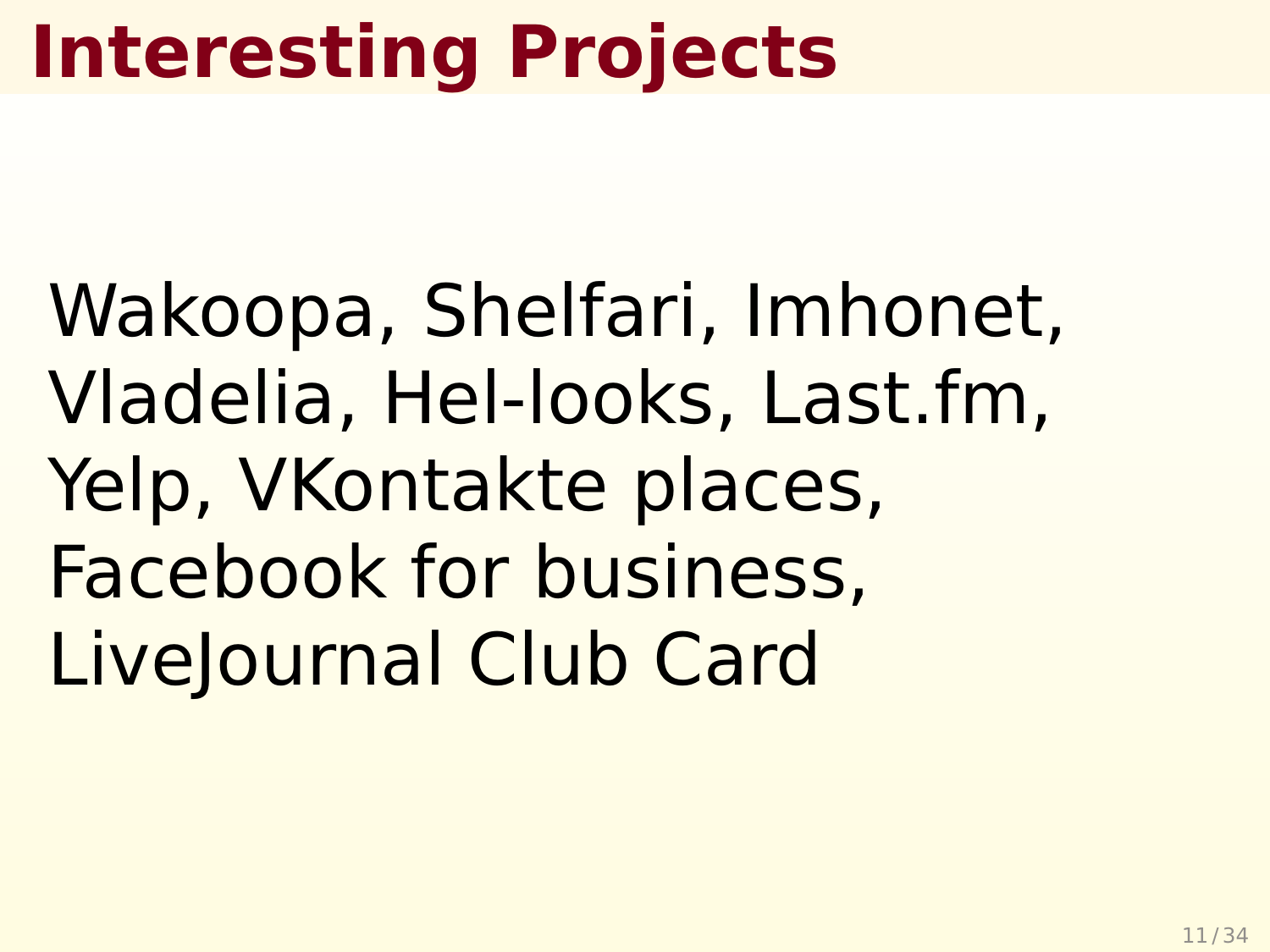# Interesting Projects

Wakoopa, Shelfari, Imhonet, Vladelia, Hel-looks, Last.fm, Yelp, VKontakte places, Facebook for business, LiveJournal Club Card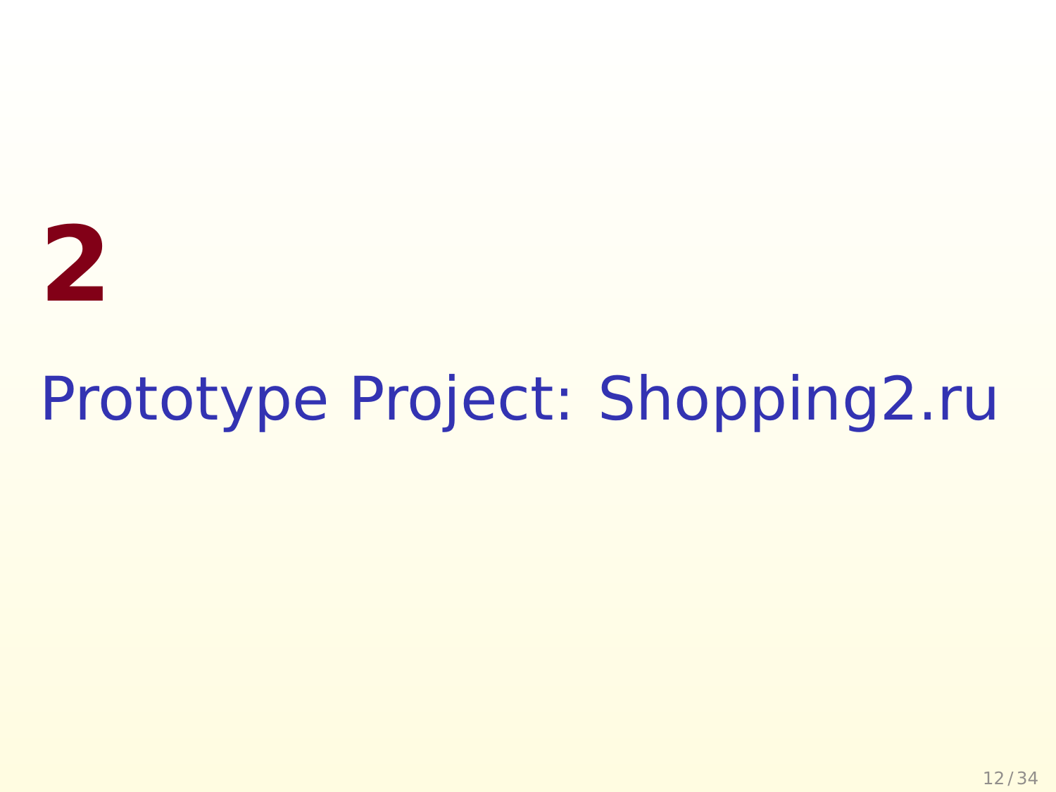# 2

# Prototype Project: Shopping2.ru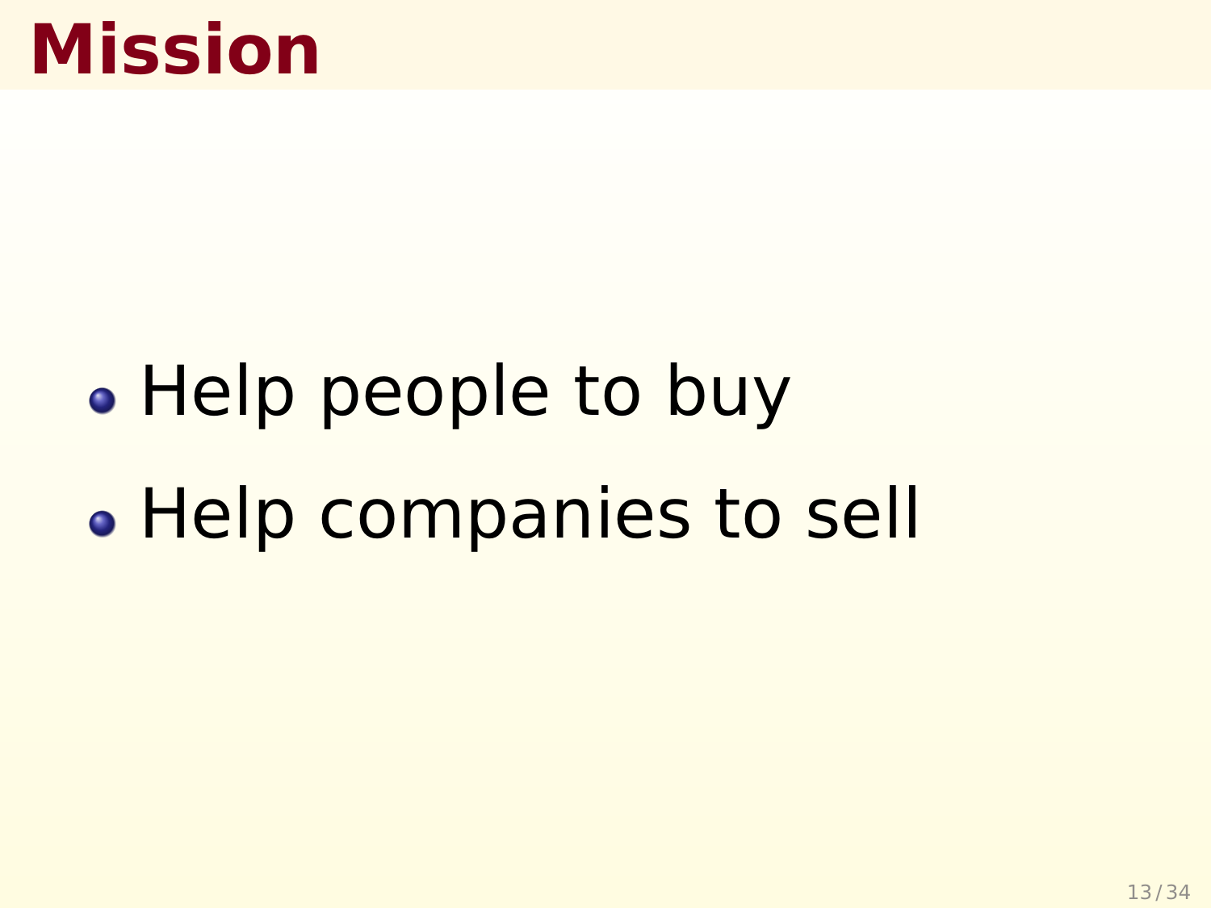# Mission

- Help people to buy
- Help companies to sell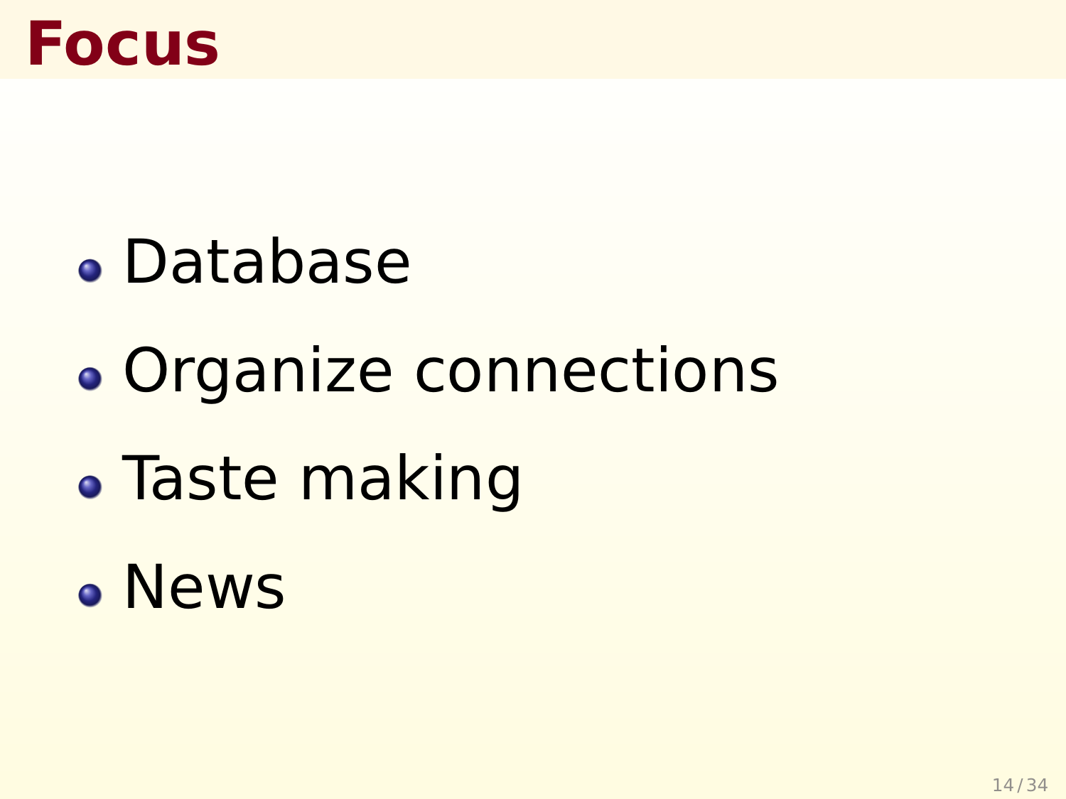# Focus

- Database
- Organize connections
- Taste making
- News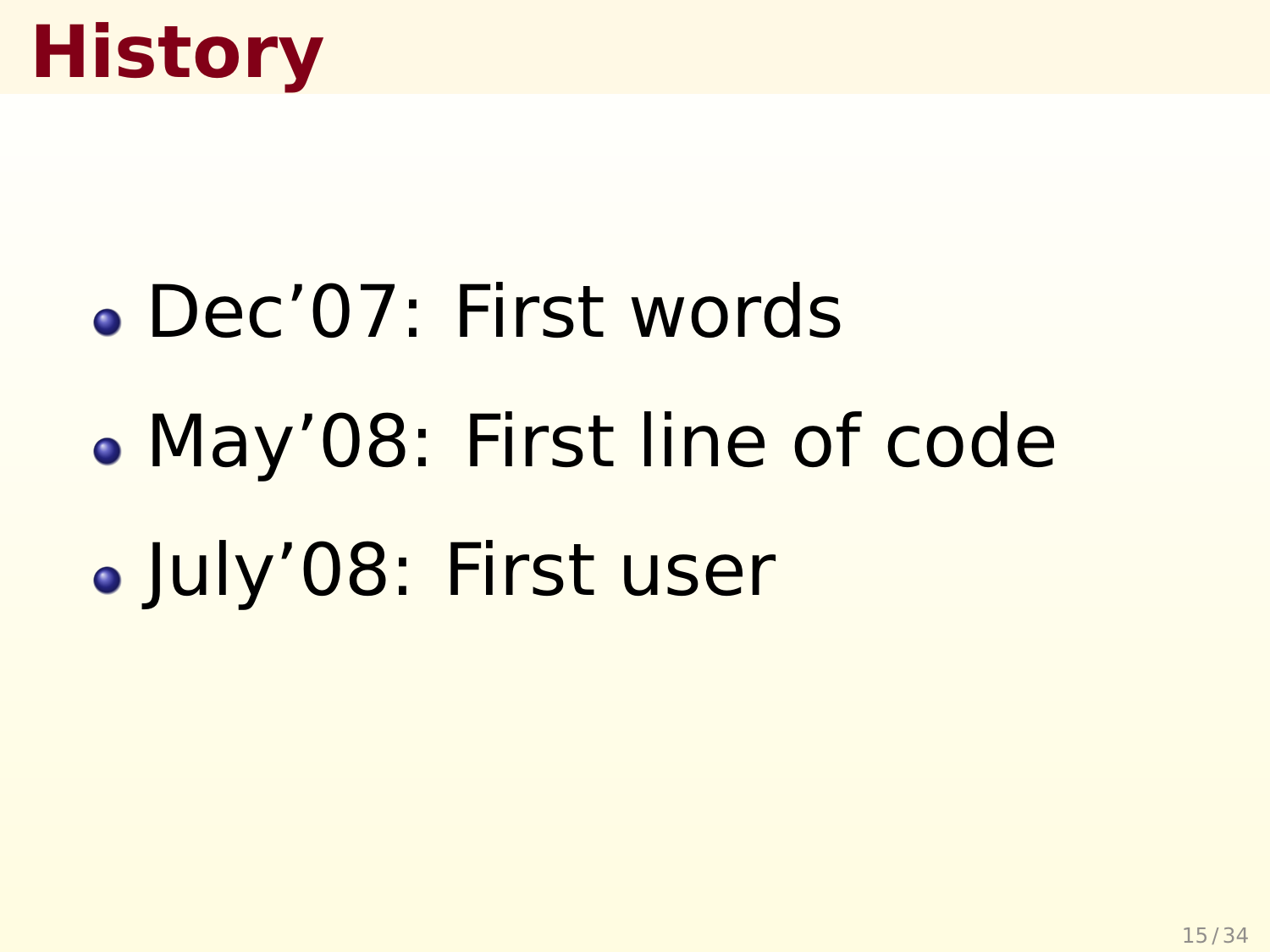# History

- Dec’07: First words
- May’08: First line of code
- July’08: First user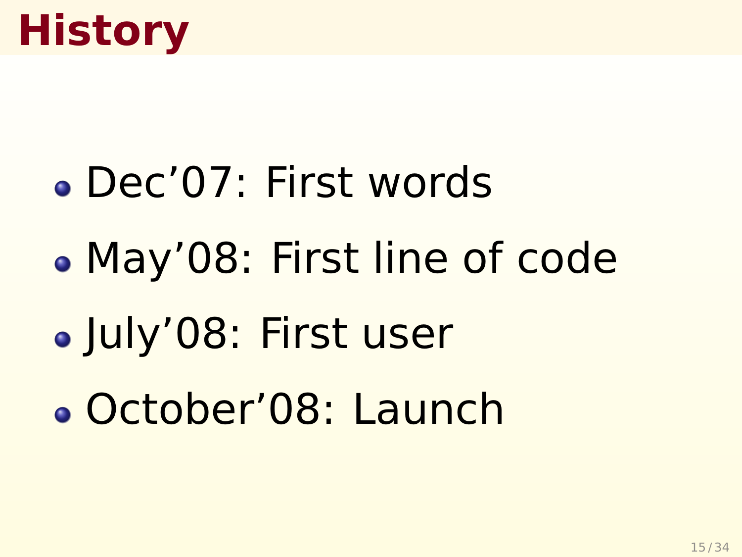# History

- Dec’07: First words
- May’08: First line of code
- July’08: First user
- October’08: Launch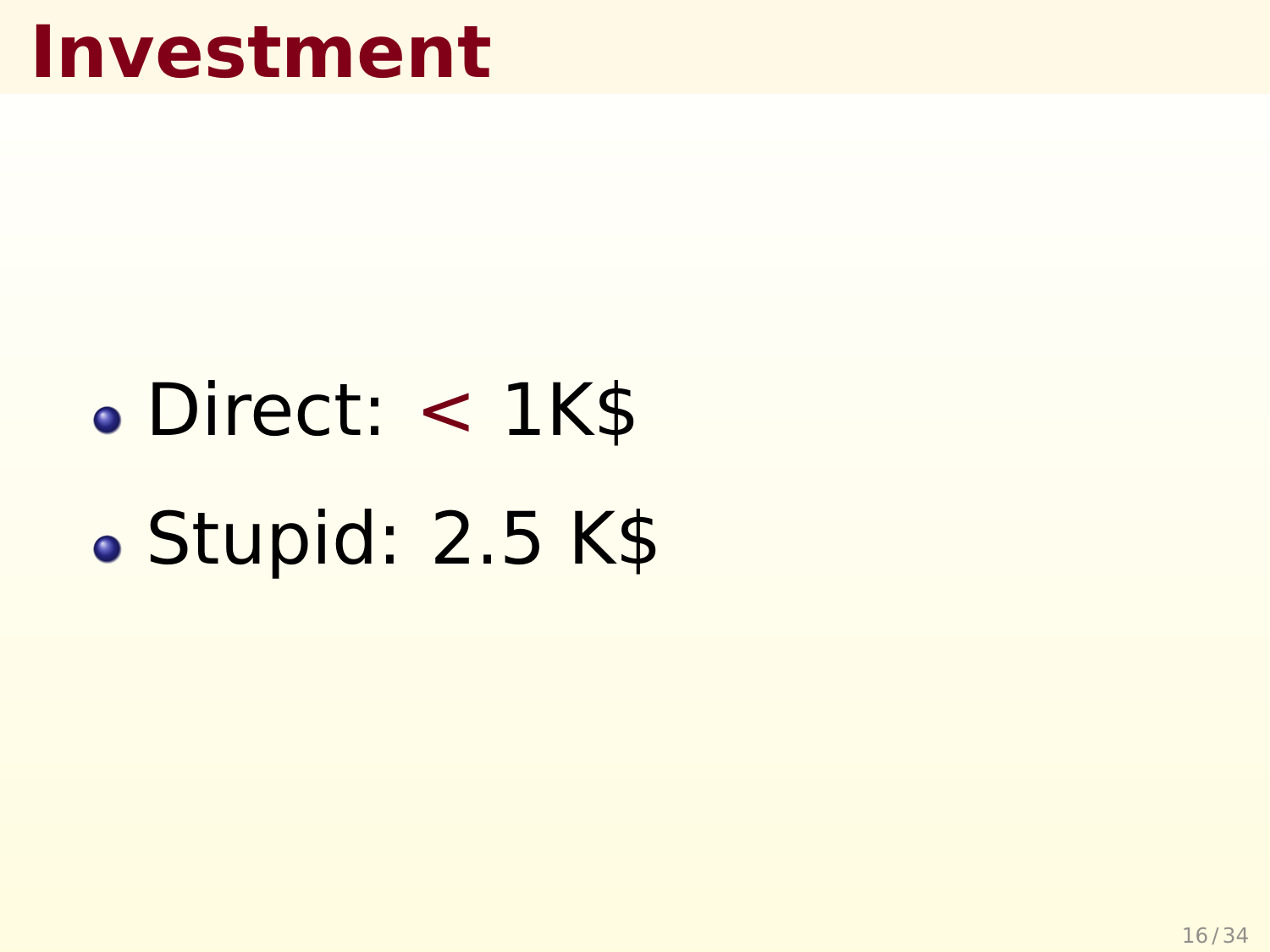# Investment

- Direct: < 1K$
- Stupid: 2.5 K$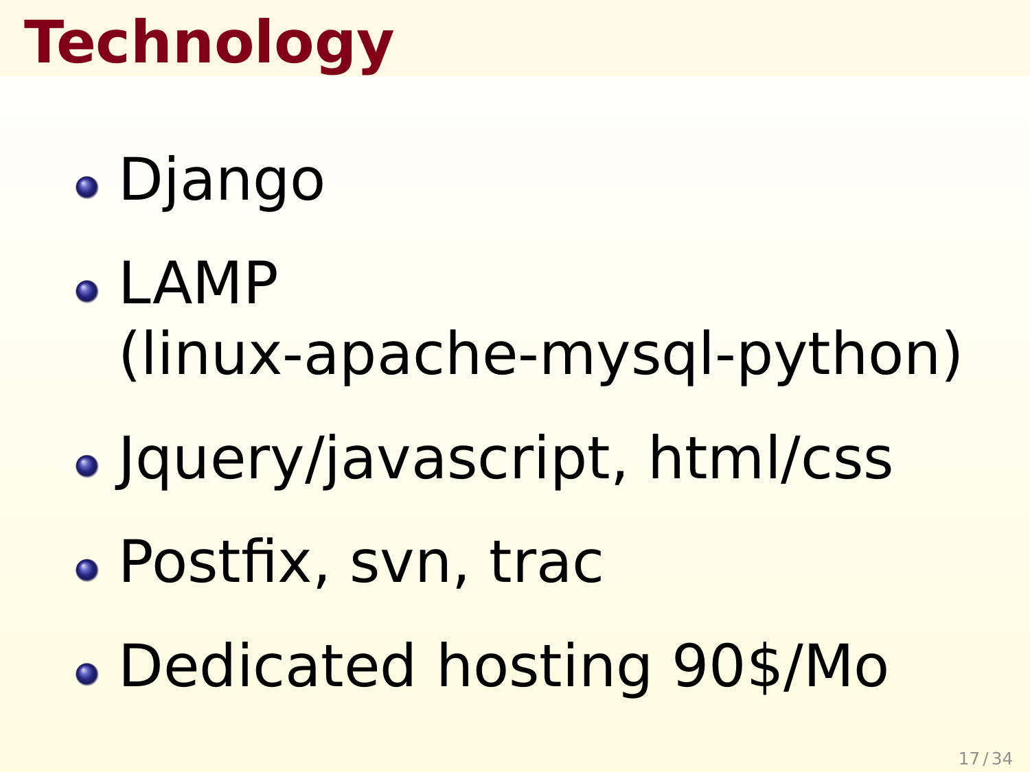# Technology

- Django
- LAMP (linux-apache-mysql-python)
- Jquery/javascript, html/css
- Postfix, svn, trac
- Dedicated hosting 90$/Mo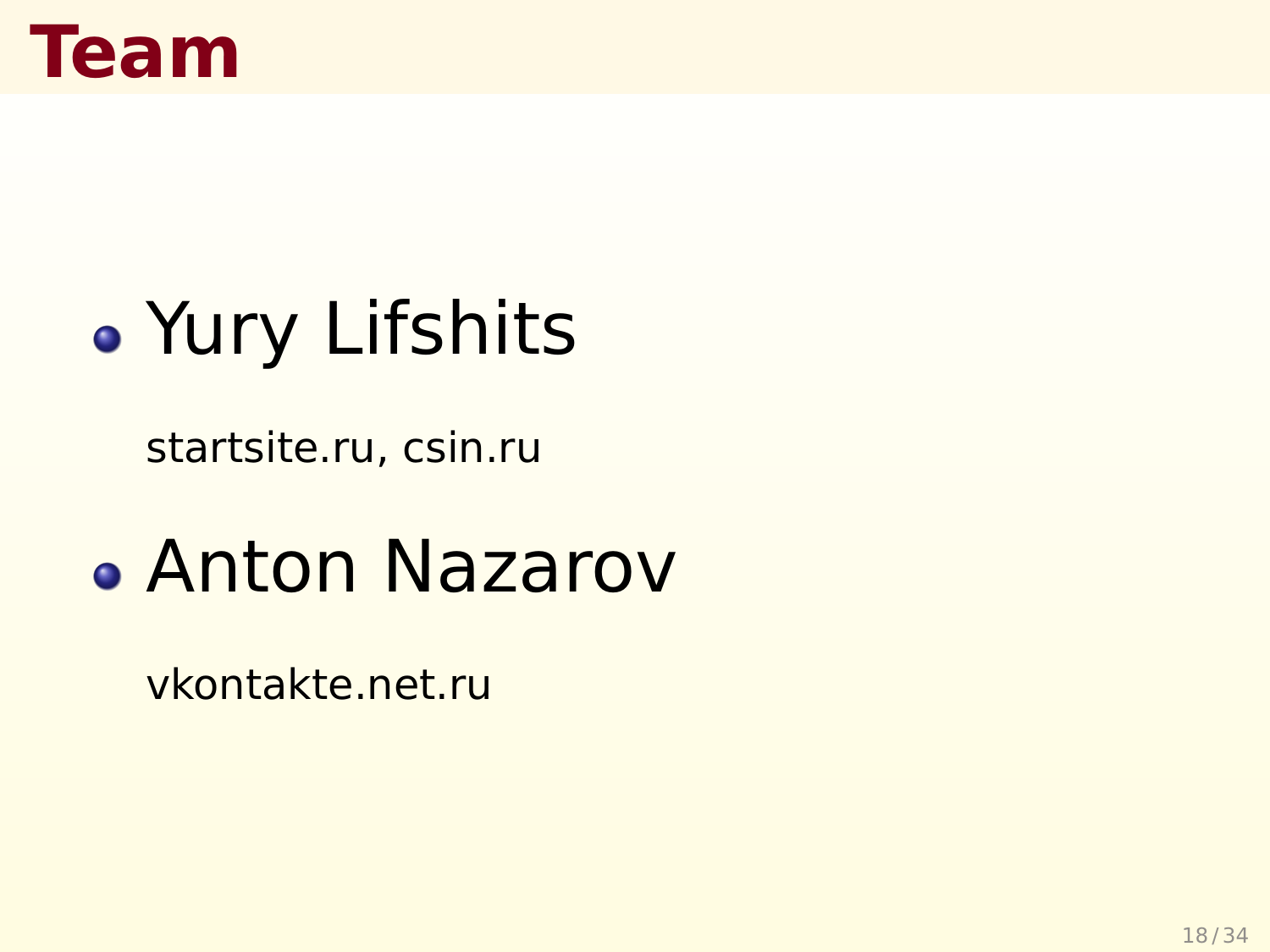# Team

- Yury Lifshits

  startsite.ru, csin.ru

- Anton Nazarov

  vkontakte.net.ru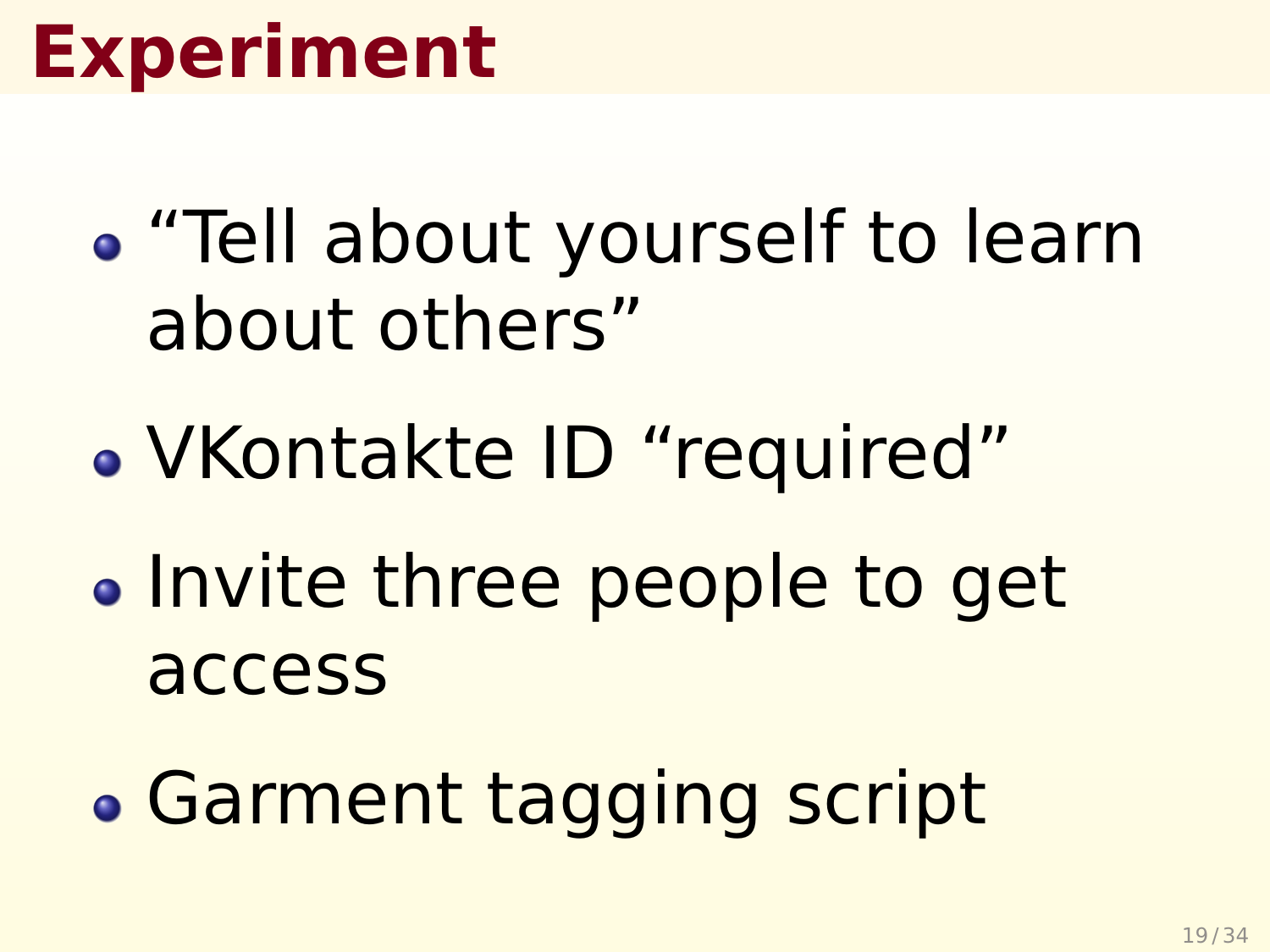# Experiment

- “Tell about yourself to learn about others”
- VKontakte ID “required”
- Invite three people to get access
- Garment tagging script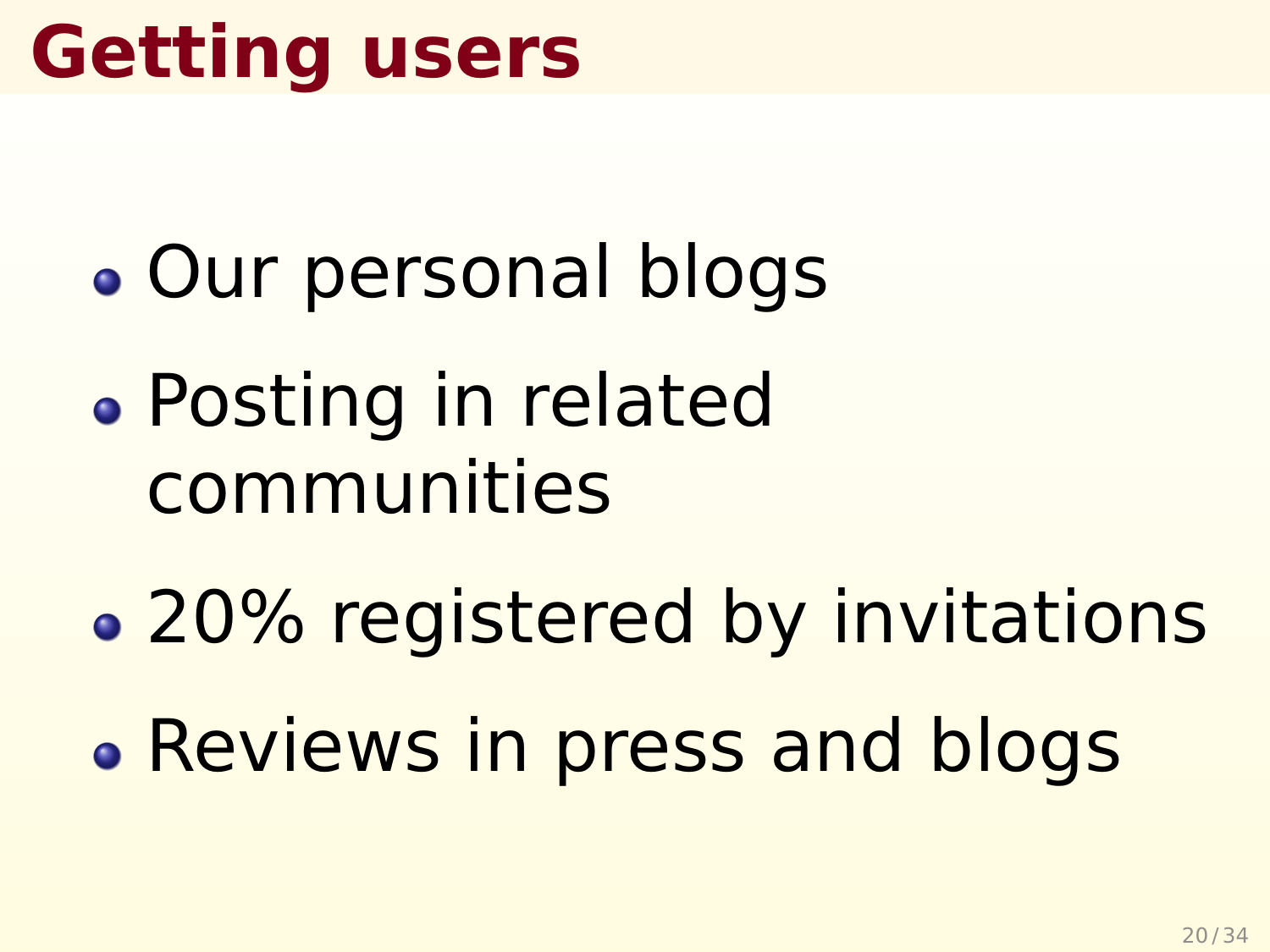# Getting users

- Our personal blogs
- Posting in related communities
- 20% registered by invitations
- Reviews in press and blogs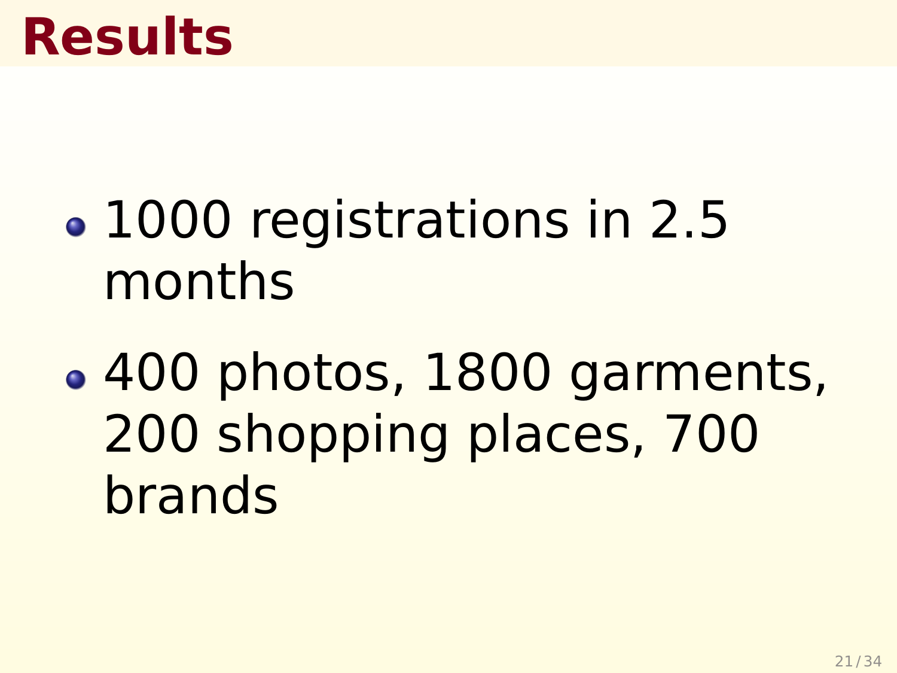# Results

- 1000 registrations in 2.5 months
- 400 photos, 1800 garments, 200 shopping places, 700 brands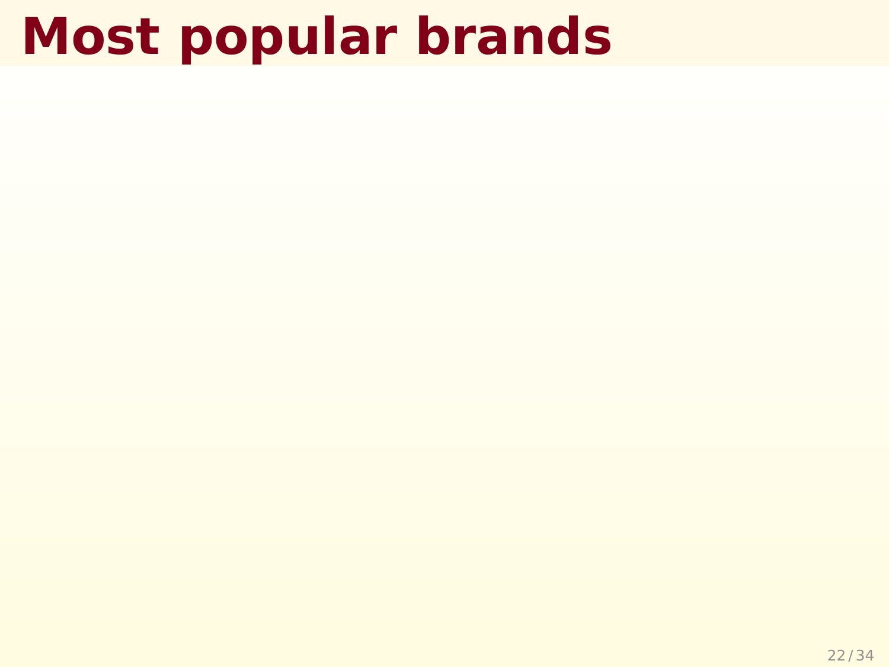# Most popular brands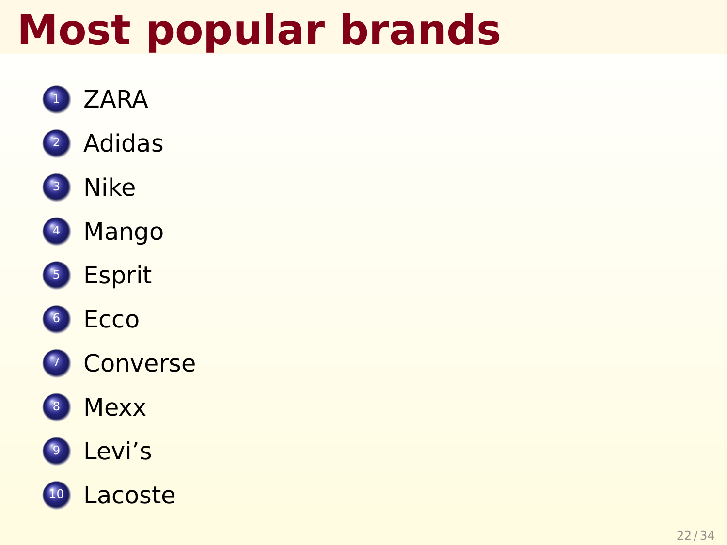# Most popular brands

1. ZARA
2. Adidas
3. Nike
4. Mango
5. Esprit
6. Ecco
7. Converse
8. Mexx
9. Levi’s
10. Lacoste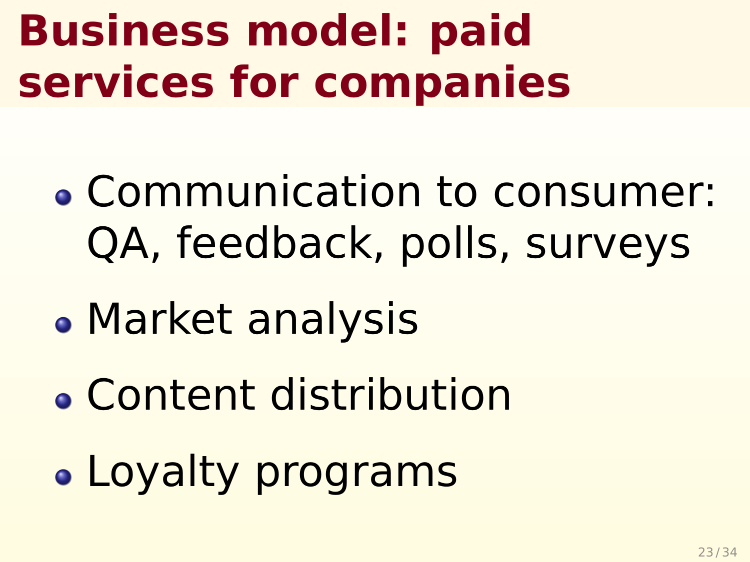# Business model: paid services for companies

- Communication to consumer: QA, feedback, polls, surveys
- Market analysis
- Content distribution
- Loyalty programs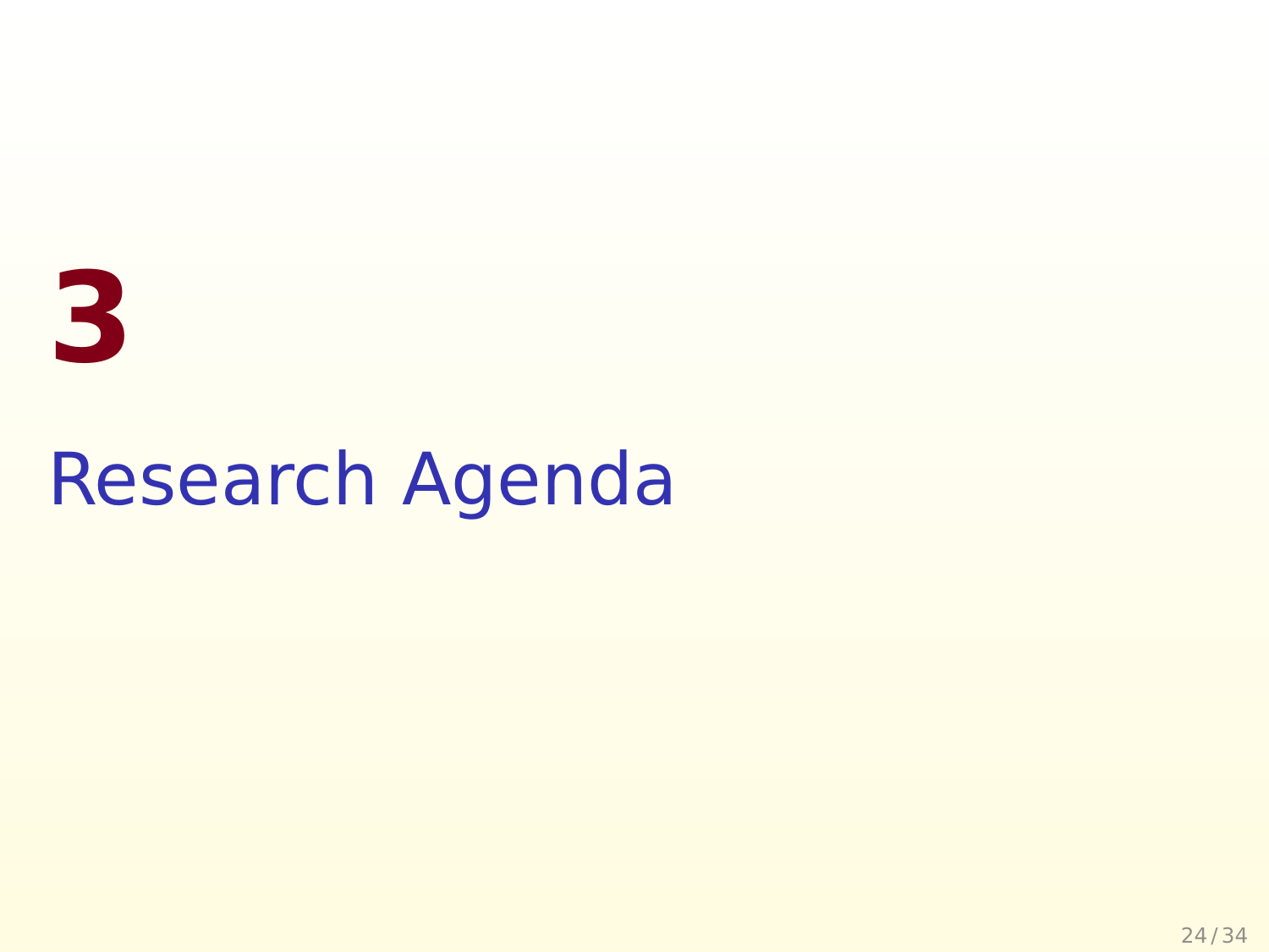# 3

# Research Agenda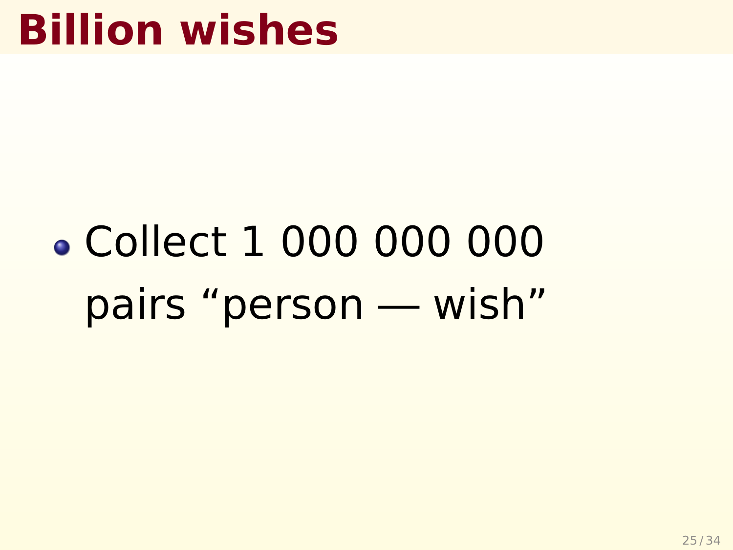# Billion wishes

- Collect 1 000 000 000 pairs “person — wish”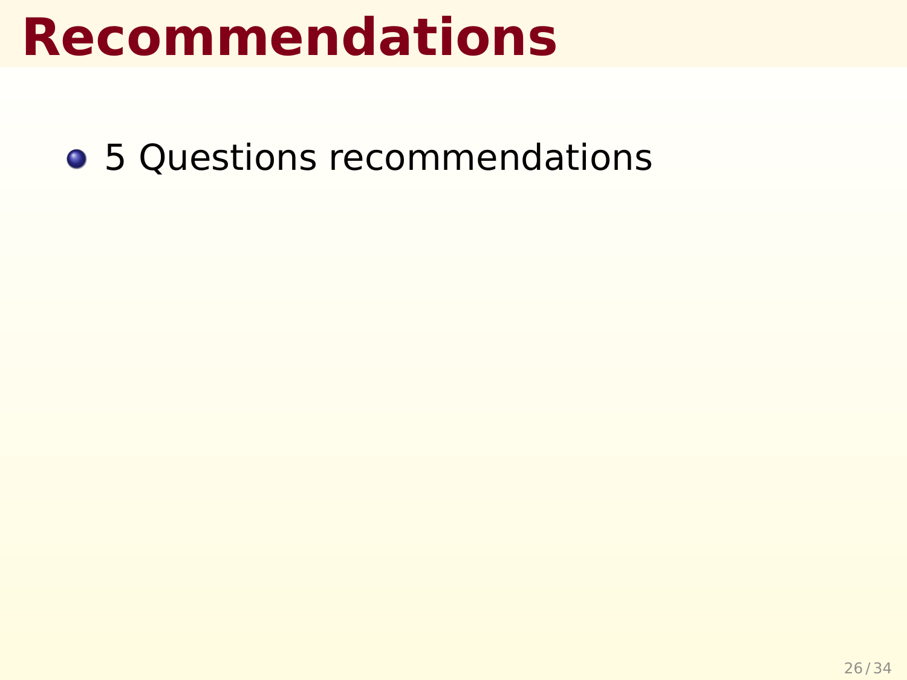# Recommendations

- 5 Questions recommendations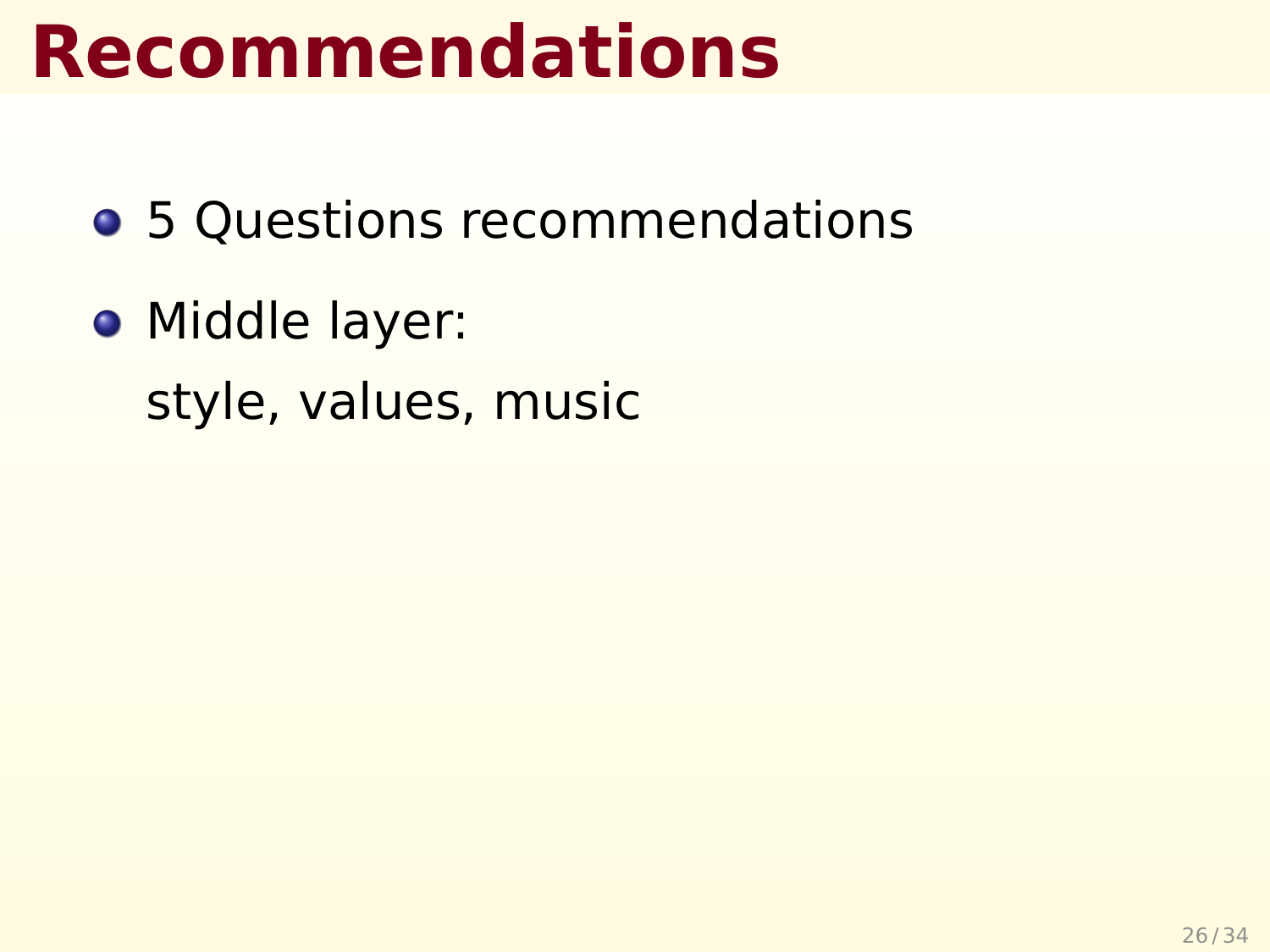# Recommendations

- 5 Questions recommendations
- Middle layer:
  style, values, music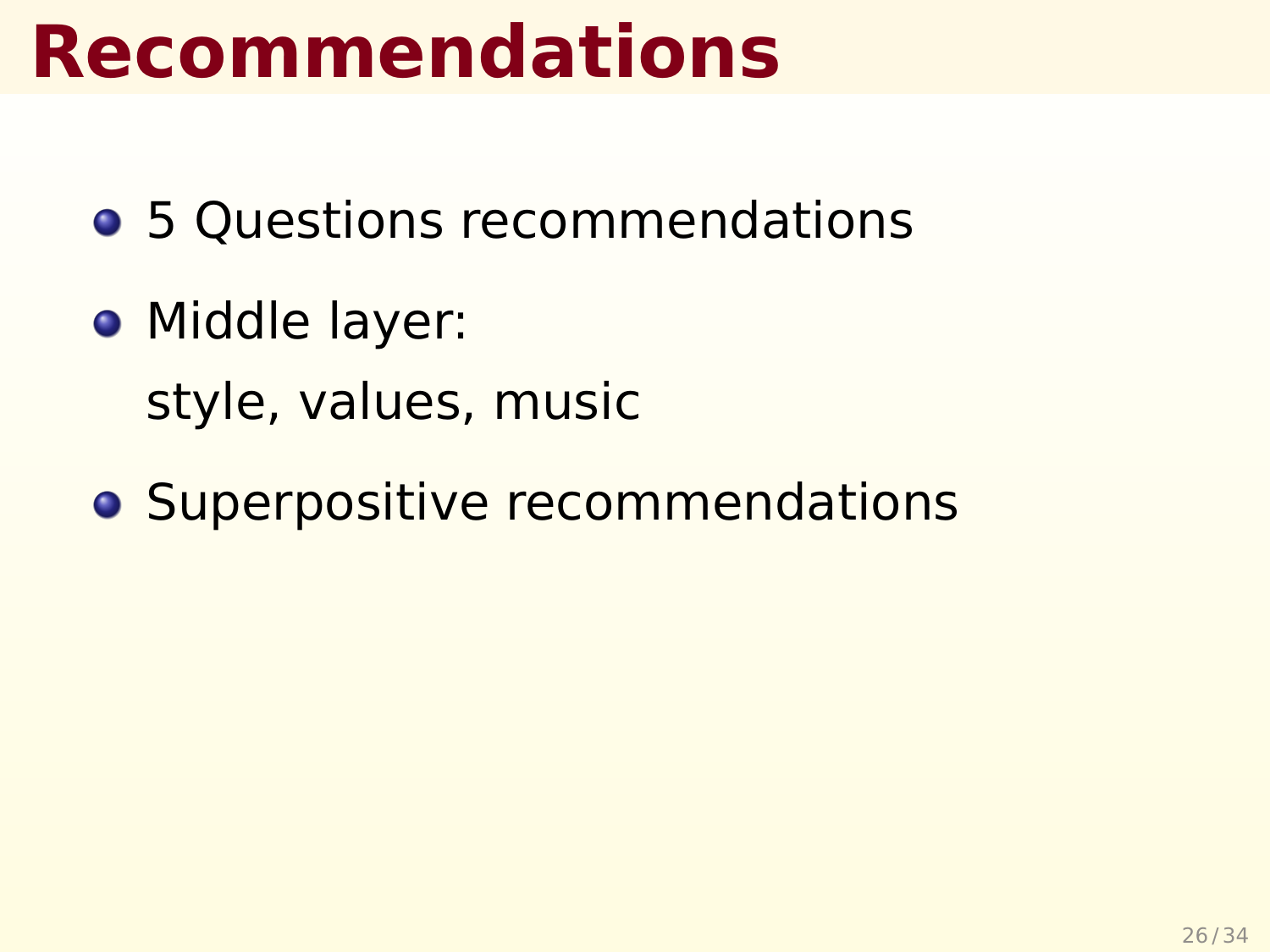# Recommendations

- 5 Questions recommendations
- Middle layer:

  style, values, music
- Superpositive recommendations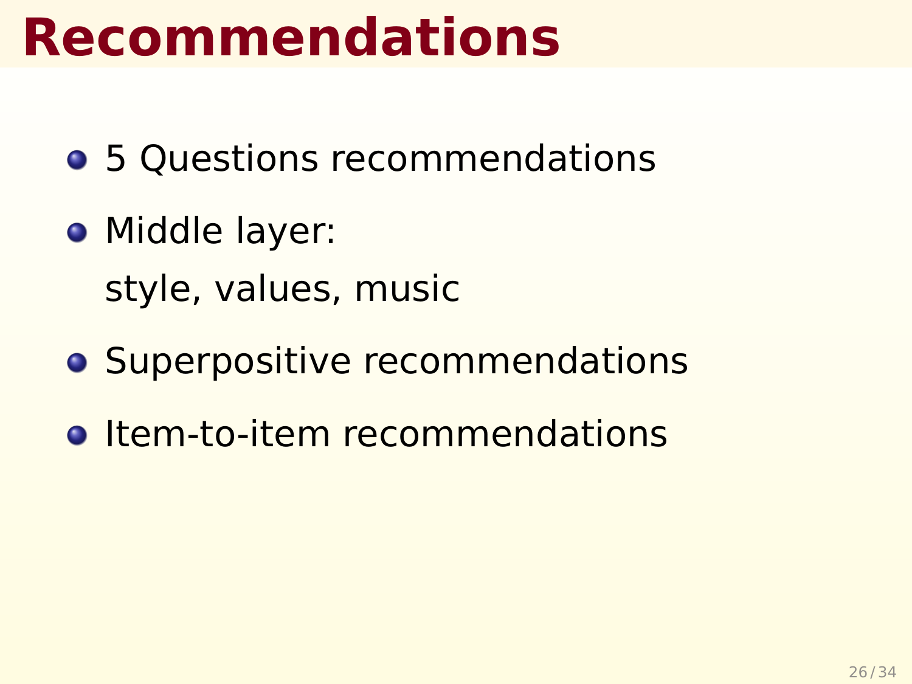# Recommendations

- 5 Questions recommendations
- Middle layer:
  style, values, music
- Superpositive recommendations
- Item-to-item recommendations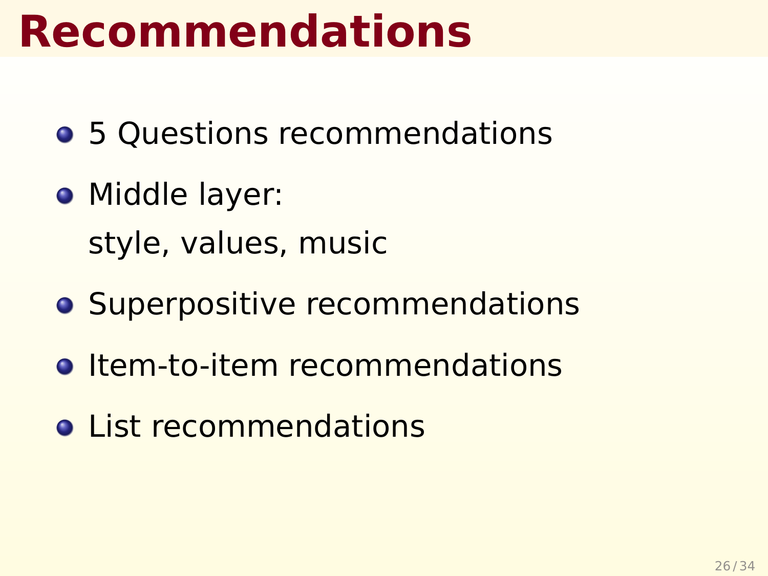# Recommendations

- 5 Questions recommendations
- Middle layer:

  style, values, music
- Superpositive recommendations
- Item-to-item recommendations
- List recommendations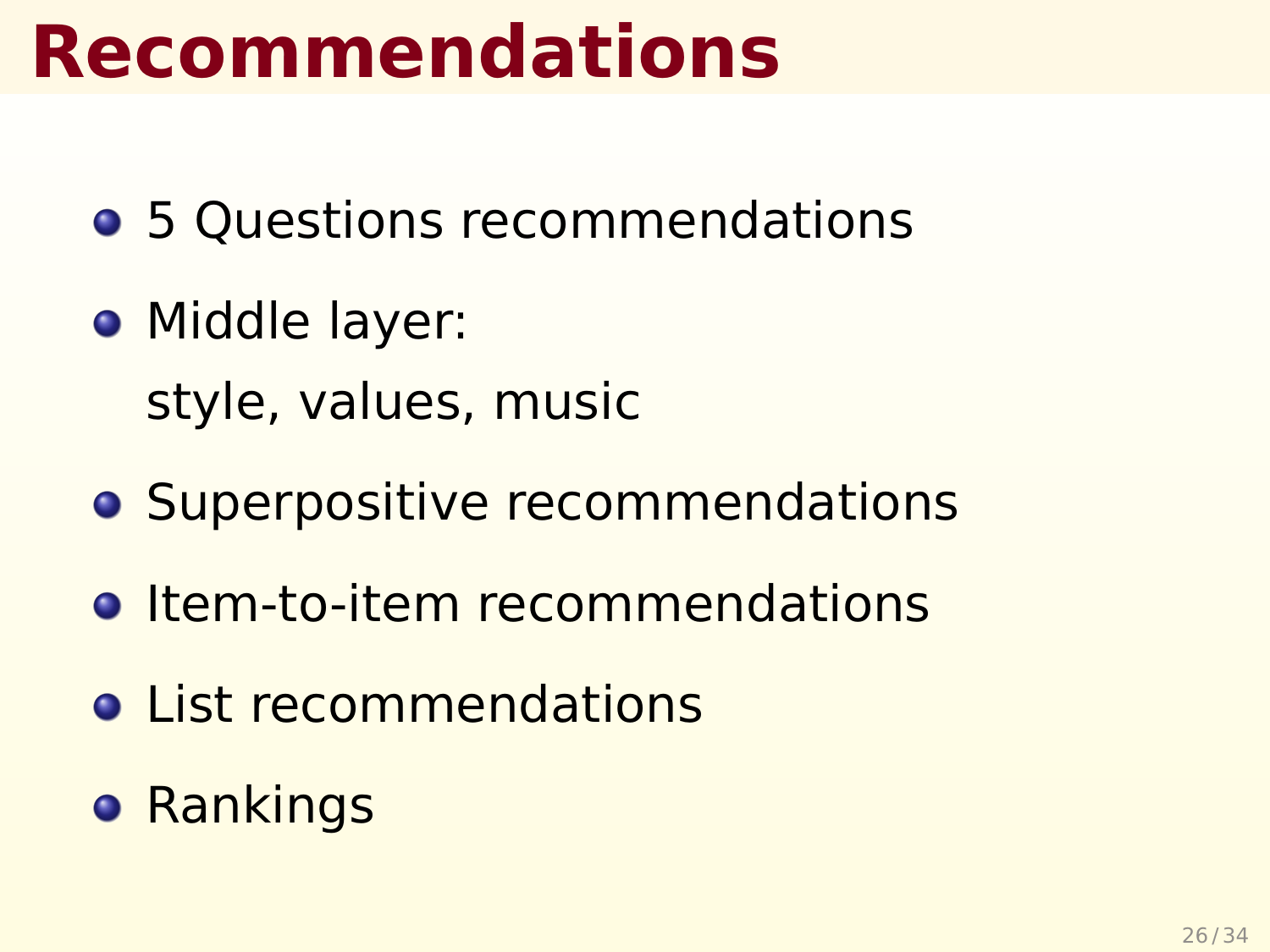# Recommendations

- 5 Questions recommendations
- Middle layer:
  style, values, music
- Superpositive recommendations
- Item-to-item recommendations
- List recommendations
- Rankings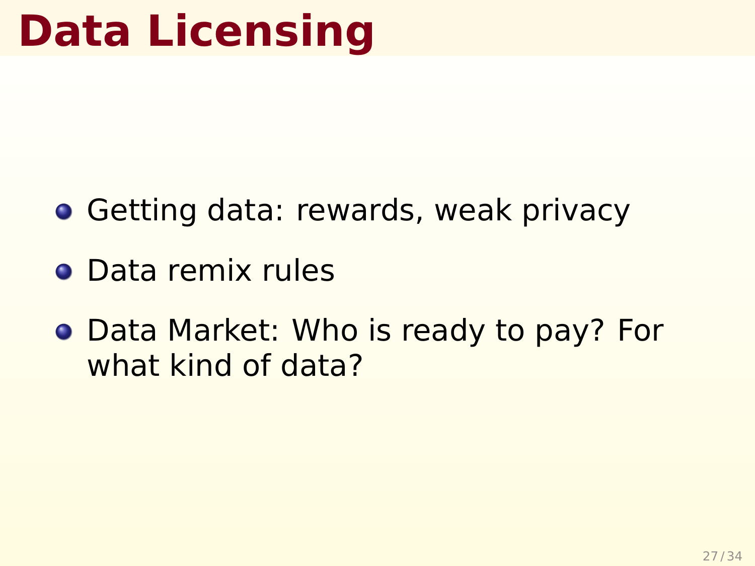# Data Licensing

- Getting data: rewards, weak privacy
- Data remix rules
- Data Market: Who is ready to pay? For what kind of data?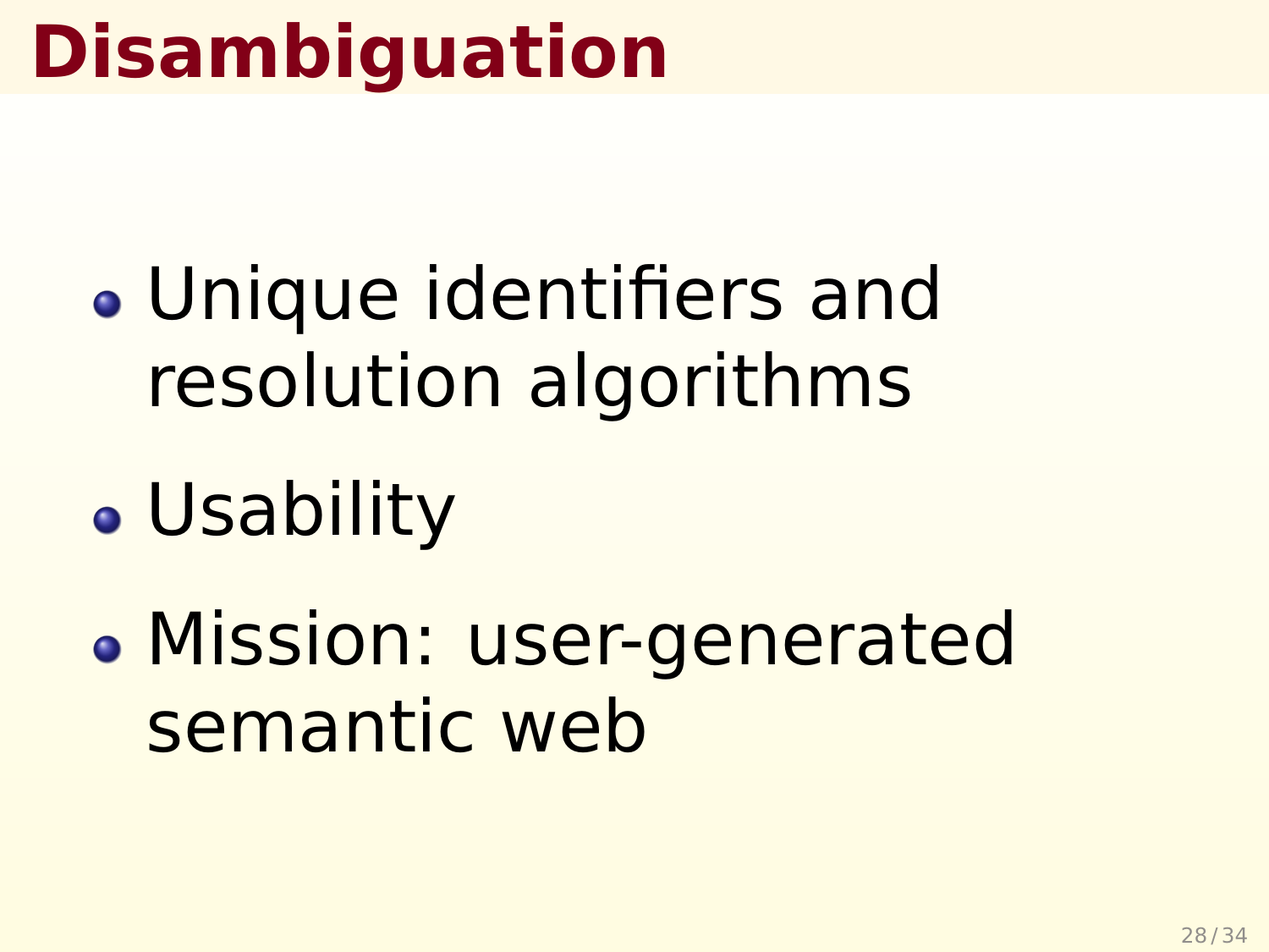# Disambiguation

- Unique identifiers and resolution algorithms
- Usability
- Mission: user-generated semantic web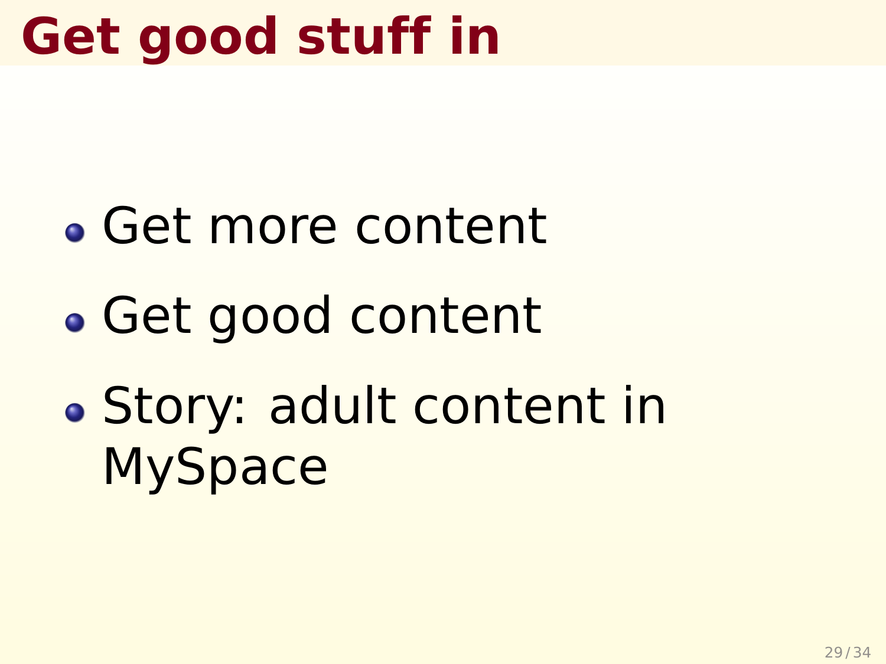# Get good stuff in

- Get more content
- Get good content
- Story: adult content in MySpace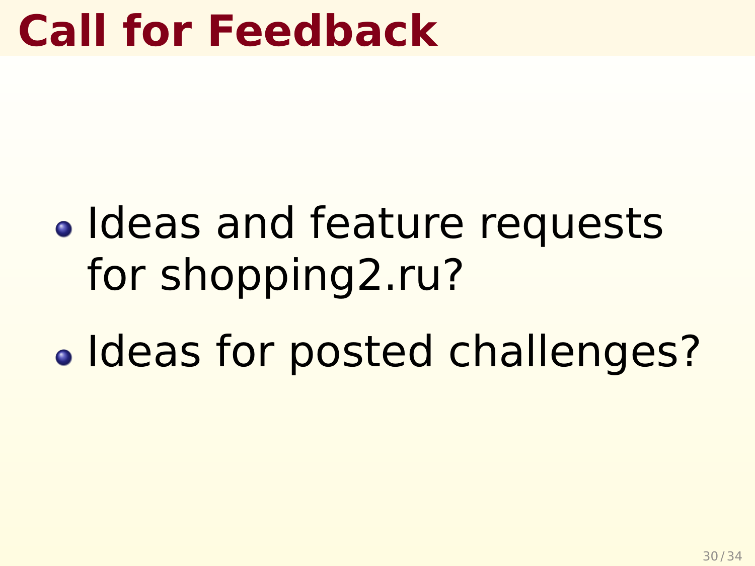# Call for Feedback

- Ideas and feature requests for shopping2.ru?
- Ideas for posted challenges?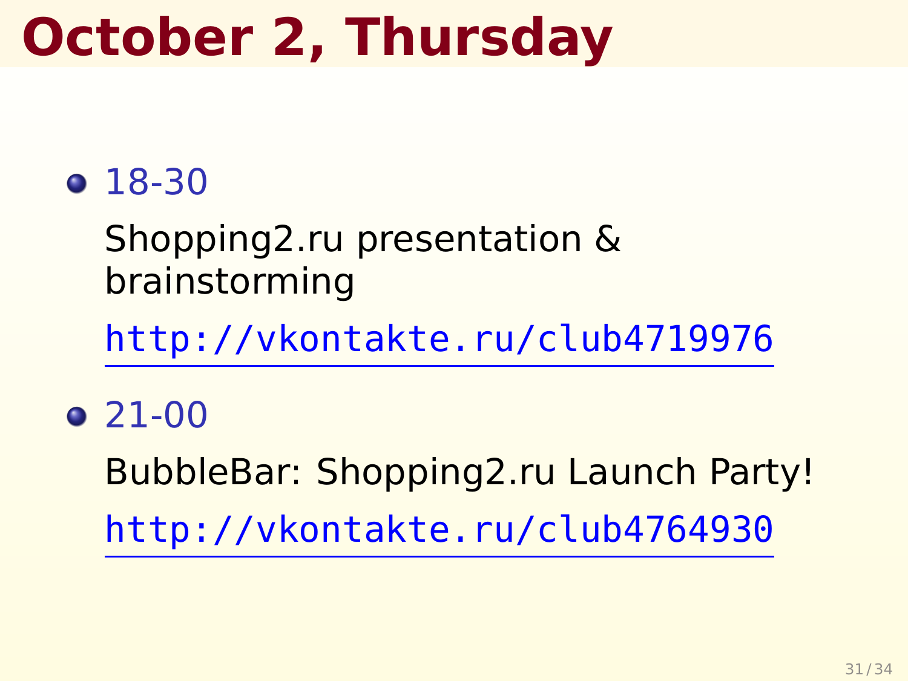# October 2, Thursday

- 18-30

  Shopping2.ru presentation & brainstorming

  http://vkontakte.ru/club4719976

- 21-00

  BubbleBar: Shopping2.ru Launch Party!

  http://vkontakte.ru/club4764930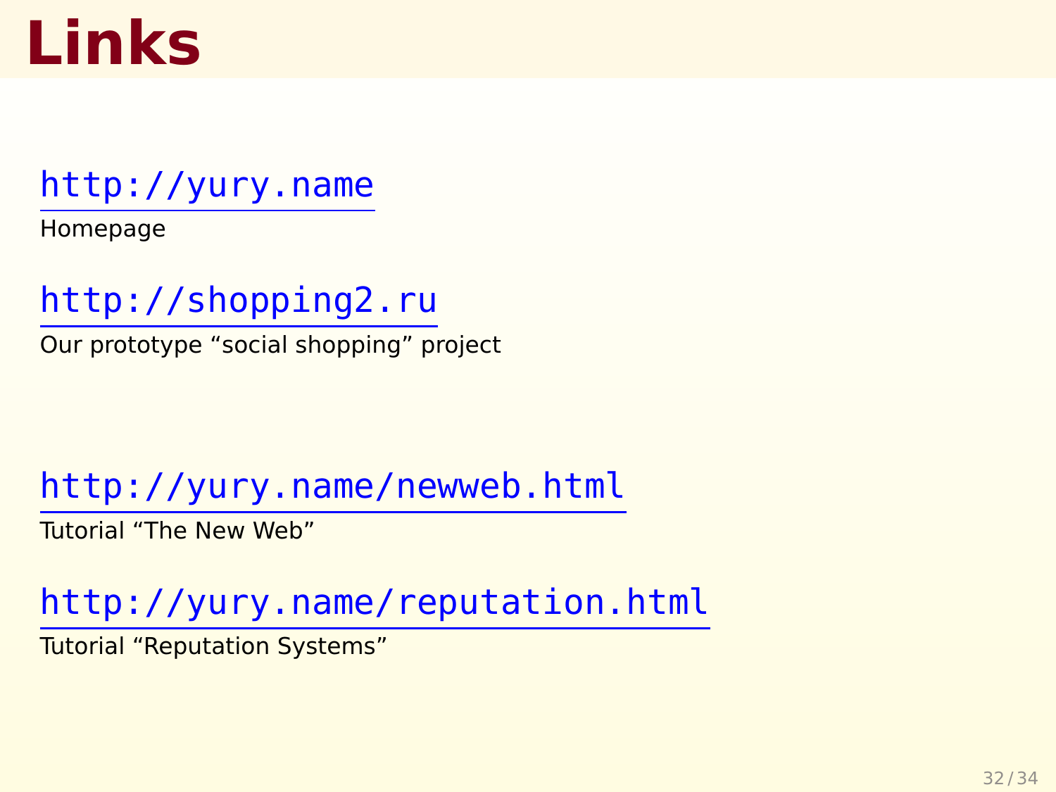# Links

http://yury.name

Homepage

http://shopping2.ru

Our prototype “social shopping” project

http://yury.name/newweb.html

Tutorial “The New Web”

http://yury.name/reputation.html

Tutorial “Reputation Systems”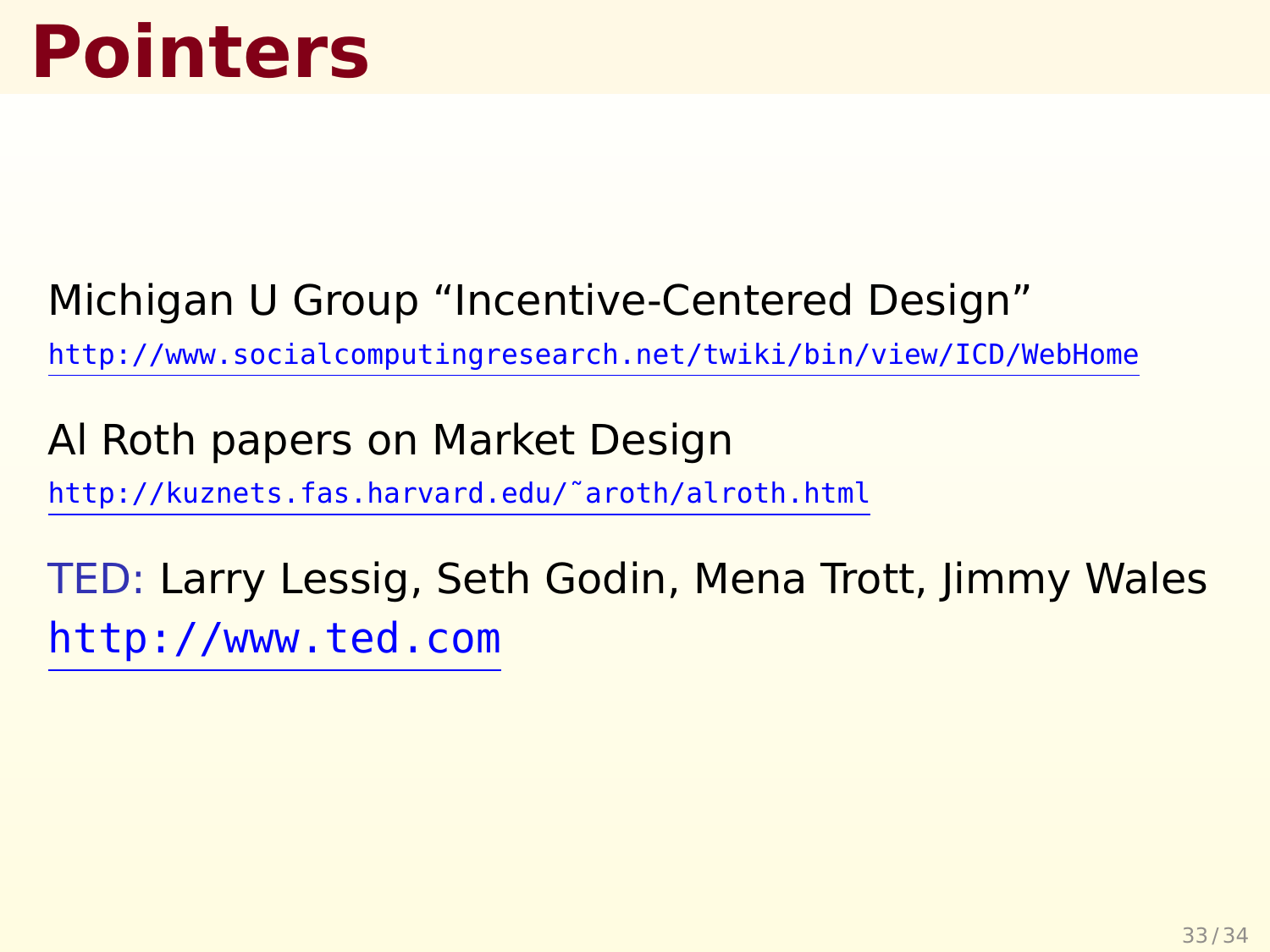# Pointers

Michigan U Group "Incentive-Centered Design"

http://www.socialcomputingresearch.net/twiki/bin/view/ICD/WebHome

Al Roth papers on Market Design

http://kuznets.fas.harvard.edu/˜aroth/alroth.html

TED: Larry Lessig, Seth Godin, Mena Trott, Jimmy Wales

http://www.ted.com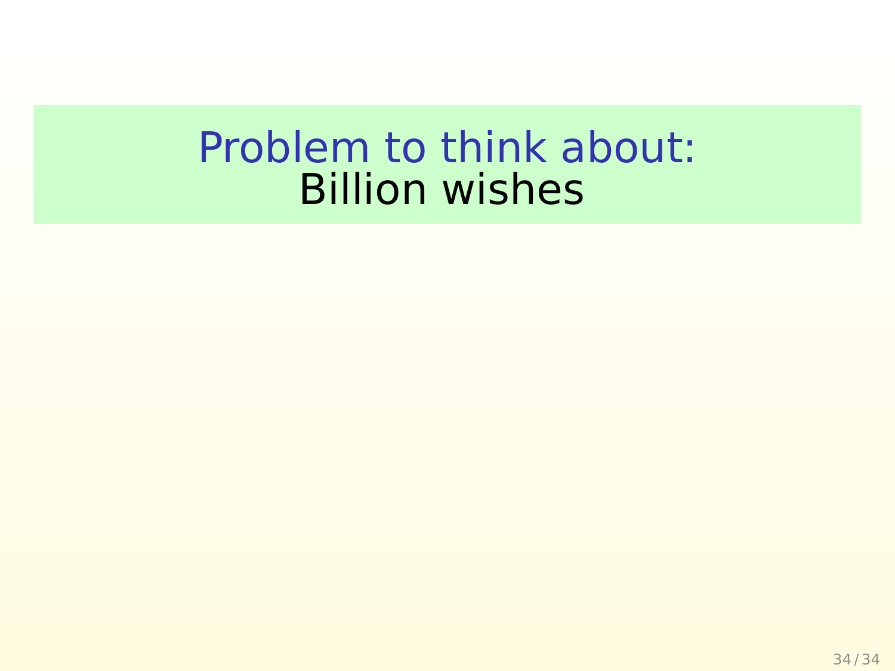# Problem to think about:
## Billion wishes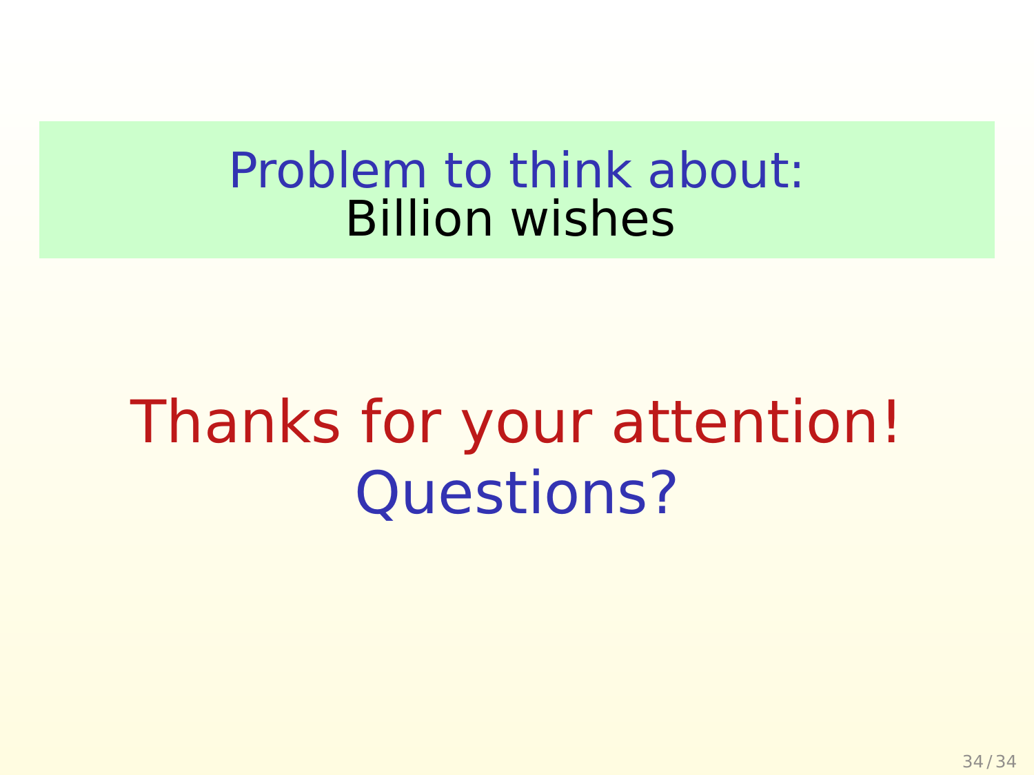Problem to think about:
Billion wishes

Thanks for your attention!
Questions?